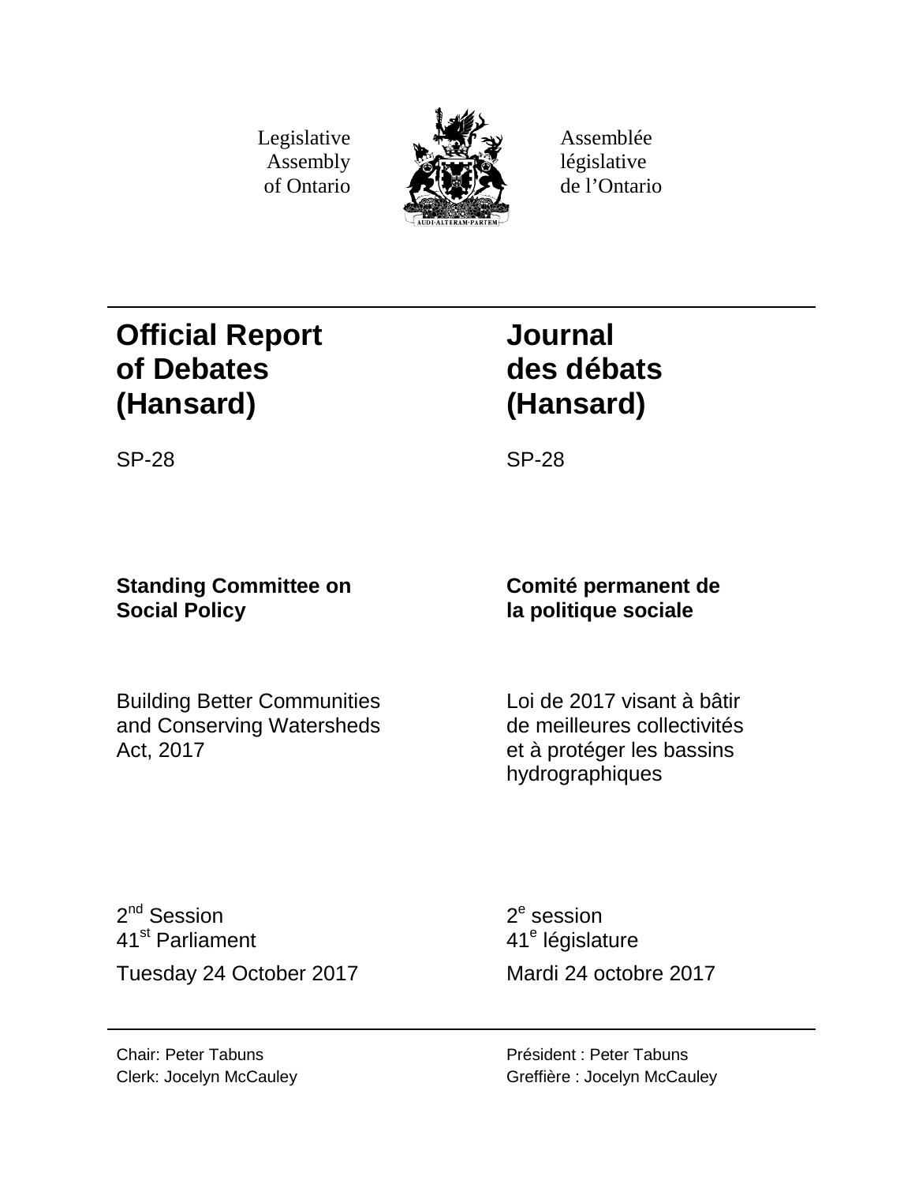Legislative Assembly of Ontario

Assemblée législative de l'Ontario

# Official Report of Debates (Hansard)

# Journal des débats (Hansard)

SP-28

SP-28

**Standing Committee on Social Policy**

**Comité permanent de la politique sociale**

Building Better Communities and Conserving Watersheds Act, 2017

Loi de 2017 visant à bâtir de meilleures collectivités et à protéger les bassins hydrographiques

2nd Session
41st Parliament

Tuesday 24 October 2017

2e session
41e législature

Mardi 24 octobre 2017

Chair: Peter Tabuns
Clerk: Jocelyn McCauley

Président : Peter Tabuns
Greffière : Jocelyn McCauley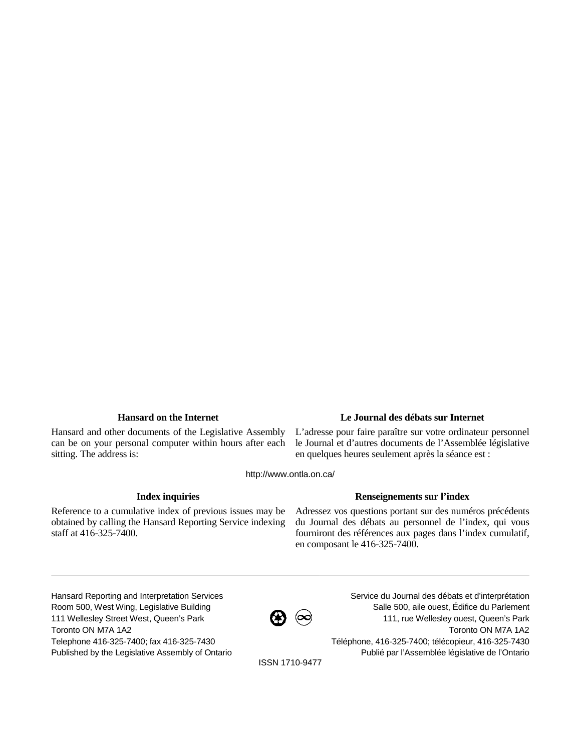### Hansard on the Internet

Hansard and other documents of the Legislative Assembly can be on your personal computer within hours after each sitting. The address is:

### Le Journal des débats sur Internet

L'adresse pour faire paraître sur votre ordinateur personnel le Journal et d'autres documents de l'Assemblée législative en quelques heures seulement après la séance est :

http://www.ontla.on.ca/

### Index inquiries

Reference to a cumulative index of previous issues may be obtained by calling the Hansard Reporting Service indexing staff at 416-325-7400.

### Renseignements sur l'index

Adressez vos questions portant sur des numéros précédents du Journal des débats au personnel de l'index, qui vous fourniront des références aux pages dans l'index cumulatif, en composant le 416-325-7400.

---

Hansard Reporting and Interpretation Services
Room 500, West Wing, Legislative Building
111 Wellesley Street West, Queen's Park
Toronto ON M7A 1A2
Telephone 416-325-7400; fax 416-325-7430
Published by the Legislative Assembly of Ontario

Service du Journal des débats et d'interprétation
Salle 500, aile ouest, Édifice du Parlement
111, rue Wellesley ouest, Queen's Park
Toronto ON M7A 1A2
Téléphone, 416-325-7400; télécopieur, 416-325-7430
Publié par l'Assemblée législative de l'Ontario

ISSN 1710-9477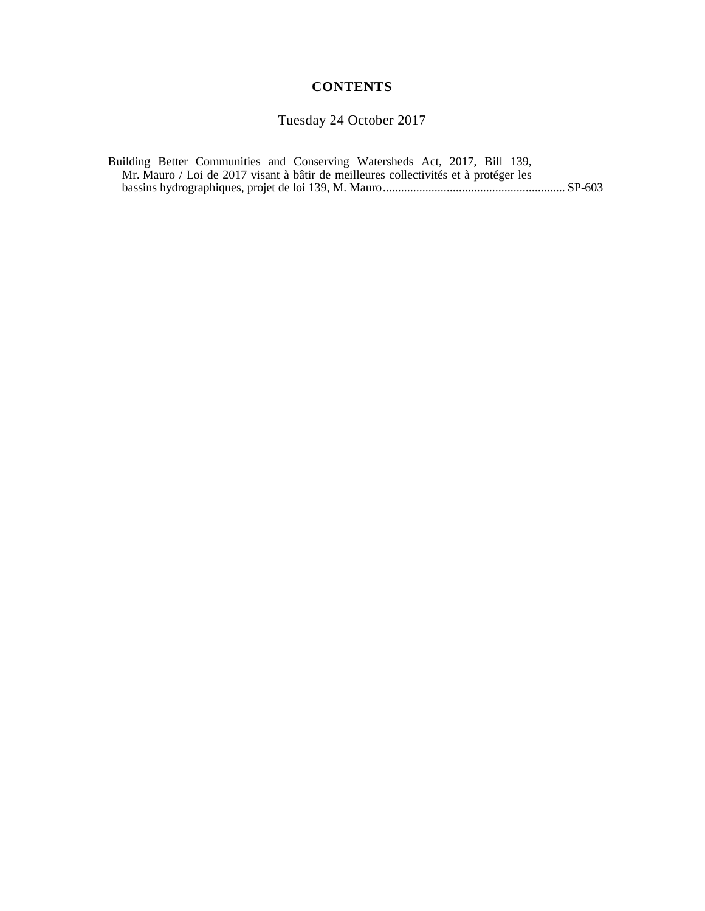# CONTENTS

Tuesday 24 October 2017

Building Better Communities and Conserving Watersheds Act, 2017, Bill 139, Mr. Mauro / Loi de 2017 visant à bâtir de meilleures collectivités et à protéger les bassins hydrographiques, projet de loi 139, M. Mauro ............................................................ SP-603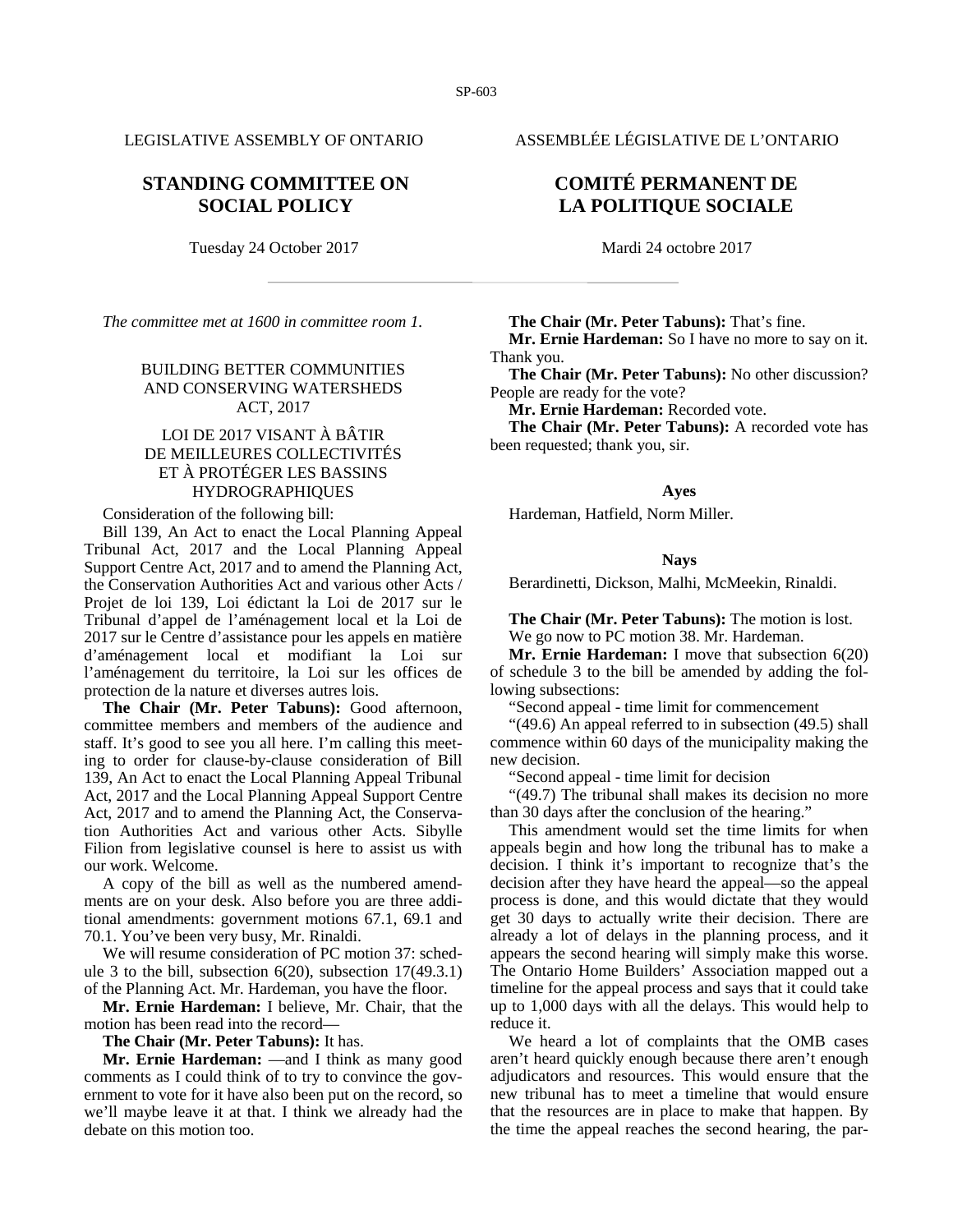LEGISLATIVE ASSEMBLY OF ONTARIO

ASSEMBLÉE LÉGISLATIVE DE L'ONTARIO

# STANDING COMMITTEE ON SOCIAL POLICY

# COMITÉ PERMANENT DE LA POLITIQUE SOCIALE

Tuesday 24 October 2017

Mardi 24 octobre 2017

*The committee met at 1600 in committee room 1.*

## BUILDING BETTER COMMUNITIES AND CONSERVING WATERSHEDS ACT, 2017

## LOI DE 2017 VISANT À BÂTIR DE MEILLEURES COLLECTIVITÉS ET À PROTÉGER LES BASSINS HYDROGRAPHIQUES

Consideration of the following bill:

Bill 139, An Act to enact the Local Planning Appeal Tribunal Act, 2017 and the Local Planning Appeal Support Centre Act, 2017 and to amend the Planning Act, the Conservation Authorities Act and various other Acts / Projet de loi 139, Loi édictant la Loi de 2017 sur le Tribunal d'appel de l'aménagement local et la Loi de 2017 sur le Centre d'assistance pour les appels en matière d'aménagement local et modifiant la Loi sur l'aménagement du territoire, la Loi sur les offices de protection de la nature et diverses autres lois.

**The Chair (Mr. Peter Tabuns):** Good afternoon, committee members and members of the audience and staff. It's good to see you all here. I'm calling this meeting to order for clause-by-clause consideration of Bill 139, An Act to enact the Local Planning Appeal Tribunal Act, 2017 and the Local Planning Appeal Support Centre Act, 2017 and to amend the Planning Act, the Conservation Authorities Act and various other Acts. Sibylle Filion from legislative counsel is here to assist us with our work. Welcome.

A copy of the bill as well as the numbered amendments are on your desk. Also before you are three additional amendments: government motions 67.1, 69.1 and 70.1. You've been very busy, Mr. Rinaldi.

We will resume consideration of PC motion 37: schedule 3 to the bill, subsection 6(20), subsection 17(49.3.1) of the Planning Act. Mr. Hardeman, you have the floor.

**Mr. Ernie Hardeman:** I believe, Mr. Chair, that the motion has been read into the record—

**The Chair (Mr. Peter Tabuns):** It has.

**Mr. Ernie Hardeman:** —and I think as many good comments as I could think of to try to convince the government to vote for it have also been put on the record, so we'll maybe leave it at that. I think we already had the debate on this motion too.

**The Chair (Mr. Peter Tabuns):** That's fine.

**Mr. Ernie Hardeman:** So I have no more to say on it. Thank you.

**The Chair (Mr. Peter Tabuns):** No other discussion? People are ready for the vote?

**Mr. Ernie Hardeman:** Recorded vote.

**The Chair (Mr. Peter Tabuns):** A recorded vote has been requested; thank you, sir.

**Ayes**

Hardeman, Hatfield, Norm Miller.

**Nays**

Berardinetti, Dickson, Malhi, McMeekin, Rinaldi.

**The Chair (Mr. Peter Tabuns):** The motion is lost.

We go now to PC motion 38. Mr. Hardeman.

**Mr. Ernie Hardeman:** I move that subsection 6(20) of schedule 3 to the bill be amended by adding the following subsections:

"Second appeal - time limit for commencement

"(49.6) An appeal referred to in subsection (49.5) shall commence within 60 days of the municipality making the new decision.

"Second appeal - time limit for decision

"(49.7) The tribunal shall makes its decision no more than 30 days after the conclusion of the hearing."

This amendment would set the time limits for when appeals begin and how long the tribunal has to make a decision. I think it's important to recognize that's the decision after they have heard the appeal—so the appeal process is done, and this would dictate that they would get 30 days to actually write their decision. There are already a lot of delays in the planning process, and it appears the second hearing will simply make this worse. The Ontario Home Builders' Association mapped out a timeline for the appeal process and says that it could take up to 1,000 days with all the delays. This would help to reduce it.

We heard a lot of complaints that the OMB cases aren't heard quickly enough because there aren't enough adjudicators and resources. This would ensure that the new tribunal has to meet a timeline that would ensure that the resources are in place to make that happen. By the time the appeal reaches the second hearing, the par-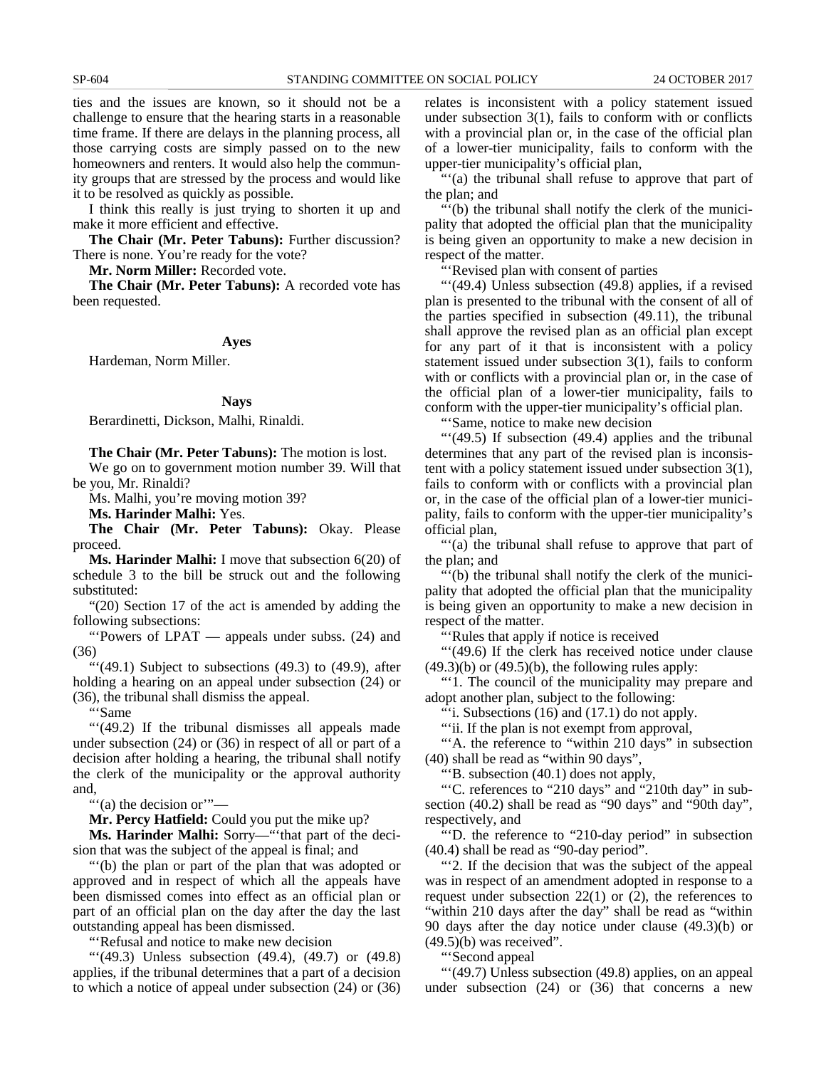ties and the issues are known, so it should not be a challenge to ensure that the hearing starts in a reasonable time frame. If there are delays in the planning process, all those carrying costs are simply passed on to the new homeowners and renters. It would also help the community groups that are stressed by the process and would like it to be resolved as quickly as possible.

I think this really is just trying to shorten it up and make it more efficient and effective.

**The Chair (Mr. Peter Tabuns):** Further discussion? There is none. You're ready for the vote?

**Mr. Norm Miller:** Recorded vote.

**The Chair (Mr. Peter Tabuns):** A recorded vote has been requested.

**Ayes**

Hardeman, Norm Miller.

**Nays**

Berardinetti, Dickson, Malhi, Rinaldi.

**The Chair (Mr. Peter Tabuns):** The motion is lost.

We go on to government motion number 39. Will that be you, Mr. Rinaldi?

Ms. Malhi, you're moving motion 39?

**Ms. Harinder Malhi:** Yes.

**The Chair (Mr. Peter Tabuns):** Okay. Please proceed.

**Ms. Harinder Malhi:** I move that subsection 6(20) of schedule 3 to the bill be struck out and the following substituted:

"(20) Section 17 of the act is amended by adding the following subsections:

"'Powers of LPAT — appeals under subss. (24) and (36)

"'(49.1) Subject to subsections (49.3) to (49.9), after holding a hearing on an appeal under subsection (24) or (36), the tribunal shall dismiss the appeal.

"'Same

"'(49.2) If the tribunal dismisses all appeals made under subsection (24) or (36) in respect of all or part of a decision after holding a hearing, the tribunal shall notify the clerk of the municipality or the approval authority and,

"'(a) the decision or'"—

**Mr. Percy Hatfield:** Could you put the mike up?

**Ms. Harinder Malhi:** Sorry—"'that part of the decision that was the subject of the appeal is final; and

"'(b) the plan or part of the plan that was adopted or approved and in respect of which all the appeals have been dismissed comes into effect as an official plan or part of an official plan on the day after the day the last outstanding appeal has been dismissed.

"'Refusal and notice to make new decision

"'(49.3) Unless subsection (49.4), (49.7) or (49.8) applies, if the tribunal determines that a part of a decision to which a notice of appeal under subsection (24) or (36) relates is inconsistent with a policy statement issued under subsection 3(1), fails to conform with or conflicts with a provincial plan or, in the case of the official plan of a lower-tier municipality, fails to conform with the upper-tier municipality's official plan,

"'(a) the tribunal shall refuse to approve that part of the plan; and

"'(b) the tribunal shall notify the clerk of the municipality that adopted the official plan that the municipality is being given an opportunity to make a new decision in respect of the matter.

"'Revised plan with consent of parties

"'(49.4) Unless subsection (49.8) applies, if a revised plan is presented to the tribunal with the consent of all of the parties specified in subsection (49.11), the tribunal shall approve the revised plan as an official plan except for any part of it that is inconsistent with a policy statement issued under subsection 3(1), fails to conform with or conflicts with a provincial plan or, in the case of the official plan of a lower-tier municipality, fails to conform with the upper-tier municipality's official plan.

"'Same, notice to make new decision

"'(49.5) If subsection (49.4) applies and the tribunal determines that any part of the revised plan is inconsistent with a policy statement issued under subsection 3(1), fails to conform with or conflicts with a provincial plan or, in the case of the official plan of a lower-tier municipality, fails to conform with the upper-tier municipality's official plan,

"'(a) the tribunal shall refuse to approve that part of the plan; and

"'(b) the tribunal shall notify the clerk of the municipality that adopted the official plan that the municipality is being given an opportunity to make a new decision in respect of the matter.

"'Rules that apply if notice is received

"'(49.6) If the clerk has received notice under clause (49.3)(b) or (49.5)(b), the following rules apply:

"'1. The council of the municipality may prepare and adopt another plan, subject to the following:

"'i. Subsections (16) and (17.1) do not apply.

"'ii. If the plan is not exempt from approval,

"'A. the reference to "within 210 days" in subsection (40) shall be read as "within 90 days",

"'B. subsection (40.1) does not apply,

"'C. references to "210 days" and "210th day" in subsection (40.2) shall be read as "90 days" and "90th day", respectively, and

"'D. the reference to "210-day period" in subsection (40.4) shall be read as "90-day period".

"'2. If the decision that was the subject of the appeal was in respect of an amendment adopted in response to a request under subsection 22(1) or (2), the references to "within 210 days after the day" shall be read as "within 90 days after the day notice under clause (49.3)(b) or (49.5)(b) was received".

"'Second appeal

"'(49.7) Unless subsection (49.8) applies, on an appeal under subsection (24) or (36) that concerns a new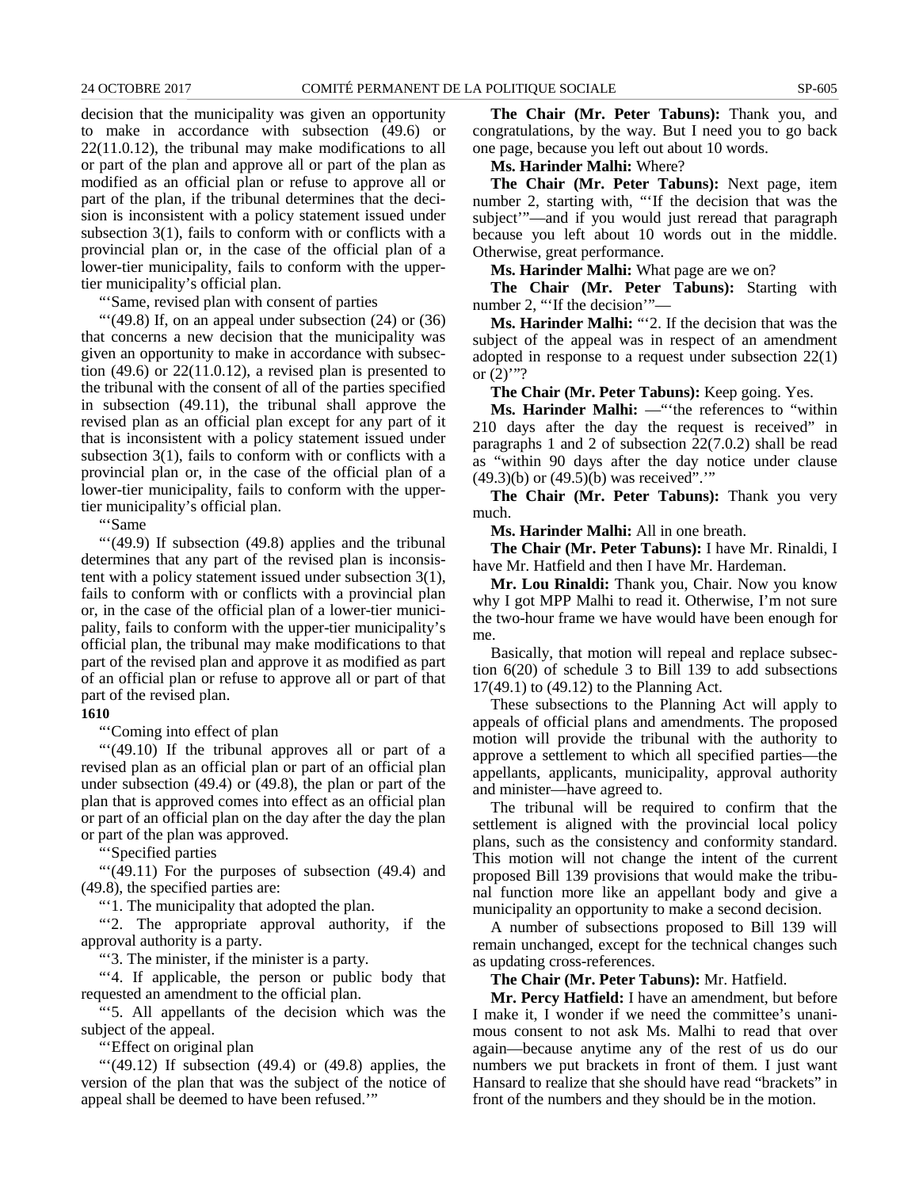decision that the municipality was given an opportunity to make in accordance with subsection (49.6) or 22(11.0.12), the tribunal may make modifications to all or part of the plan and approve all or part of the plan as modified as an official plan or refuse to approve all or part of the plan, if the tribunal determines that the decision is inconsistent with a policy statement issued under subsection 3(1), fails to conform with or conflicts with a provincial plan or, in the case of the official plan of a lower-tier municipality, fails to conform with the upper-tier municipality's official plan.

"'Same, revised plan with consent of parties

"'(49.8) If, on an appeal under subsection (24) or (36) that concerns a new decision that the municipality was given an opportunity to make in accordance with subsection (49.6) or 22(11.0.12), a revised plan is presented to the tribunal with the consent of all of the parties specified in subsection (49.11), the tribunal shall approve the revised plan as an official plan except for any part of it that is inconsistent with a policy statement issued under subsection 3(1), fails to conform with or conflicts with a provincial plan or, in the case of the official plan of a lower-tier municipality, fails to conform with the upper-tier municipality's official plan.

"'Same

"'(49.9) If subsection (49.8) applies and the tribunal determines that any part of the revised plan is inconsistent with a policy statement issued under subsection 3(1), fails to conform with or conflicts with a provincial plan or, in the case of the official plan of a lower-tier municipality, fails to conform with the upper-tier municipality's official plan, the tribunal may make modifications to that part of the revised plan and approve it as modified as part of an official plan or refuse to approve all or part of that part of the revised plan.

**1610**

"'Coming into effect of plan

"'(49.10) If the tribunal approves all or part of a revised plan as an official plan or part of an official plan under subsection (49.4) or (49.8), the plan or part of the plan that is approved comes into effect as an official plan or part of an official plan on the day after the day the plan or part of the plan was approved.

"'Specified parties

"'(49.11) For the purposes of subsection (49.4) and (49.8), the specified parties are:

"'1. The municipality that adopted the plan.

"'2. The appropriate approval authority, if the approval authority is a party.

"'3. The minister, if the minister is a party.

"'4. If applicable, the person or public body that requested an amendment to the official plan.

"'5. All appellants of the decision which was the subject of the appeal.

"'Effect on original plan

"'(49.12) If subsection (49.4) or (49.8) applies, the version of the plan that was the subject of the notice of appeal shall be deemed to have been refused.'"

**The Chair (Mr. Peter Tabuns):** Thank you, and congratulations, by the way. But I need you to go back one page, because you left out about 10 words.

**Ms. Harinder Malhi:** Where?

**The Chair (Mr. Peter Tabuns):** Next page, item number 2, starting with, "'If the decision that was the subject'"—and if you would just reread that paragraph because you left about 10 words out in the middle. Otherwise, great performance.

**Ms. Harinder Malhi:** What page are we on?

**The Chair (Mr. Peter Tabuns):** Starting with number 2, "'If the decision'"—

**Ms. Harinder Malhi:** "'2. If the decision that was the subject of the appeal was in respect of an amendment adopted in response to a request under subsection 22(1) or (2)'"?

**The Chair (Mr. Peter Tabuns):** Keep going. Yes.

**Ms. Harinder Malhi:** —"'the references to "within 210 days after the day the request is received" in paragraphs 1 and 2 of subsection 22(7.0.2) shall be read as "within 90 days after the day notice under clause (49.3)(b) or (49.5)(b) was received".'"

**The Chair (Mr. Peter Tabuns):** Thank you very much.

**Ms. Harinder Malhi:** All in one breath.

**The Chair (Mr. Peter Tabuns):** I have Mr. Rinaldi, I have Mr. Hatfield and then I have Mr. Hardeman.

**Mr. Lou Rinaldi:** Thank you, Chair. Now you know why I got MPP Malhi to read it. Otherwise, I'm not sure the two-hour frame we have would have been enough for me.

Basically, that motion will repeal and replace subsection 6(20) of schedule 3 to Bill 139 to add subsections 17(49.1) to (49.12) to the Planning Act.

These subsections to the Planning Act will apply to appeals of official plans and amendments. The proposed motion will provide the tribunal with the authority to approve a settlement to which all specified parties—the appellants, applicants, municipality, approval authority and minister—have agreed to.

The tribunal will be required to confirm that the settlement is aligned with the provincial local policy plans, such as the consistency and conformity standard. This motion will not change the intent of the current proposed Bill 139 provisions that would make the tribunal function more like an appellant body and give a municipality an opportunity to make a second decision.

A number of subsections proposed to Bill 139 will remain unchanged, except for the technical changes such as updating cross-references.

**The Chair (Mr. Peter Tabuns):** Mr. Hatfield.

**Mr. Percy Hatfield:** I have an amendment, but before I make it, I wonder if we need the committee's unanimous consent to not ask Ms. Malhi to read that over again—because anytime any of the rest of us do our numbers we put brackets in front of them. I just want Hansard to realize that she should have read "brackets" in front of the numbers and they should be in the motion.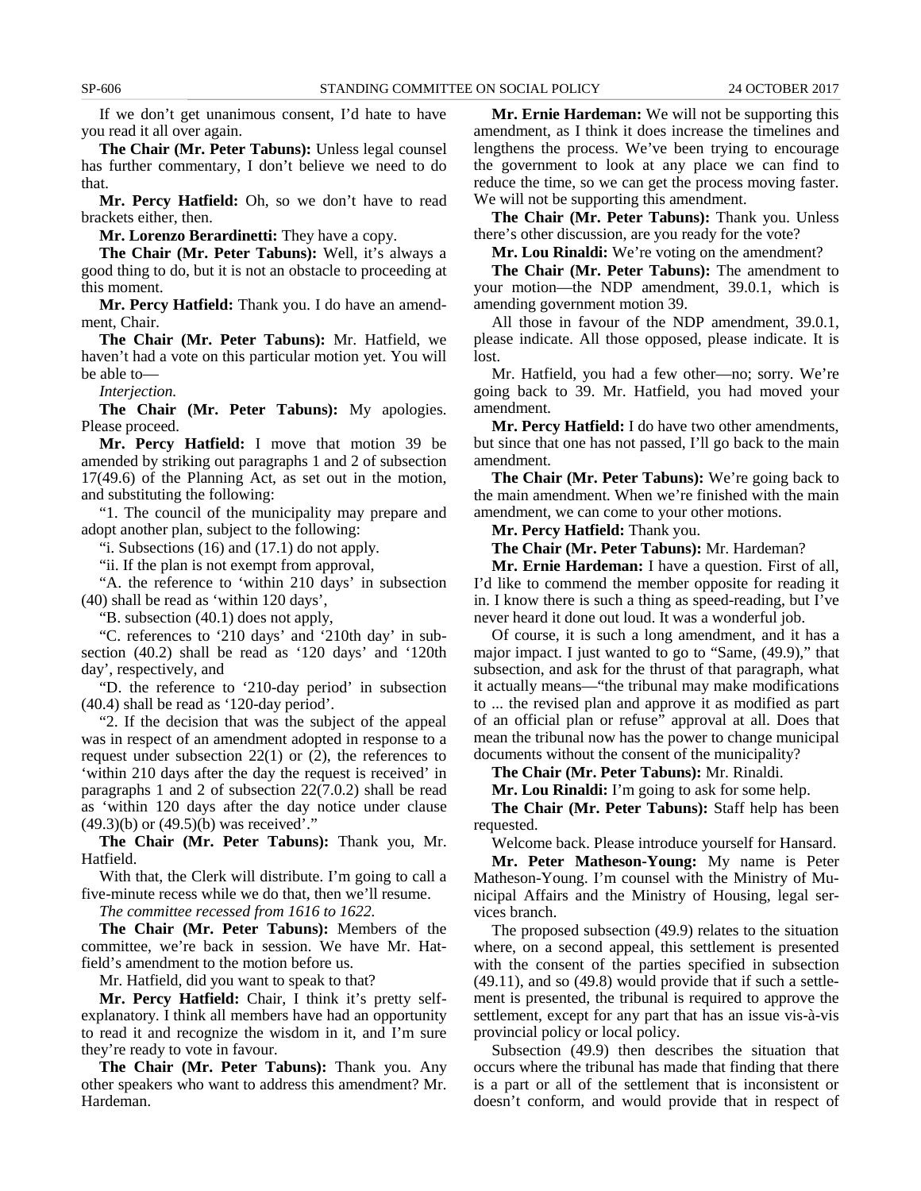If we don't get unanimous consent, I'd hate to have you read it all over again.

**The Chair (Mr. Peter Tabuns):** Unless legal counsel has further commentary, I don't believe we need to do that.

**Mr. Percy Hatfield:** Oh, so we don't have to read brackets either, then.

**Mr. Lorenzo Berardinetti:** They have a copy.

**The Chair (Mr. Peter Tabuns):** Well, it's always a good thing to do, but it is not an obstacle to proceeding at this moment.

**Mr. Percy Hatfield:** Thank you. I do have an amendment, Chair.

**The Chair (Mr. Peter Tabuns):** Mr. Hatfield, we haven't had a vote on this particular motion yet. You will be able to—

*Interjection.*

**The Chair (Mr. Peter Tabuns):** My apologies. Please proceed.

**Mr. Percy Hatfield:** I move that motion 39 be amended by striking out paragraphs 1 and 2 of subsection 17(49.6) of the Planning Act, as set out in the motion, and substituting the following:

"1. The council of the municipality may prepare and adopt another plan, subject to the following:

"i. Subsections (16) and (17.1) do not apply.

"ii. If the plan is not exempt from approval,

"A. the reference to 'within 210 days' in subsection (40) shall be read as 'within 120 days',

"B. subsection (40.1) does not apply,

"C. references to '210 days' and '210th day' in subsection (40.2) shall be read as '120 days' and '120th day', respectively, and

"D. the reference to '210-day period' in subsection (40.4) shall be read as '120-day period'.

"2. If the decision that was the subject of the appeal was in respect of an amendment adopted in response to a request under subsection 22(1) or (2), the references to 'within 210 days after the day the request is received' in paragraphs 1 and 2 of subsection 22(7.0.2) shall be read as 'within 120 days after the day notice under clause (49.3)(b) or (49.5)(b) was received'."

**The Chair (Mr. Peter Tabuns):** Thank you, Mr. Hatfield.

With that, the Clerk will distribute. I'm going to call a five-minute recess while we do that, then we'll resume.

*The committee recessed from 1616 to 1622.*

**The Chair (Mr. Peter Tabuns):** Members of the committee, we're back in session. We have Mr. Hatfield's amendment to the motion before us.

Mr. Hatfield, did you want to speak to that?

**Mr. Percy Hatfield:** Chair, I think it's pretty self-explanatory. I think all members have had an opportunity to read it and recognize the wisdom in it, and I'm sure they're ready to vote in favour.

**The Chair (Mr. Peter Tabuns):** Thank you. Any other speakers who want to address this amendment? Mr. Hardeman.

**Mr. Ernie Hardeman:** We will not be supporting this amendment, as I think it does increase the timelines and lengthens the process. We've been trying to encourage the government to look at any place we can find to reduce the time, so we can get the process moving faster. We will not be supporting this amendment.

**The Chair (Mr. Peter Tabuns):** Thank you. Unless there's other discussion, are you ready for the vote?

**Mr. Lou Rinaldi:** We're voting on the amendment?

**The Chair (Mr. Peter Tabuns):** The amendment to your motion—the NDP amendment, 39.0.1, which is amending government motion 39.

All those in favour of the NDP amendment, 39.0.1, please indicate. All those opposed, please indicate. It is lost.

Mr. Hatfield, you had a few other—no; sorry. We're going back to 39. Mr. Hatfield, you had moved your amendment.

**Mr. Percy Hatfield:** I do have two other amendments, but since that one has not passed, I'll go back to the main amendment.

**The Chair (Mr. Peter Tabuns):** We're going back to the main amendment. When we're finished with the main amendment, we can come to your other motions.

**Mr. Percy Hatfield:** Thank you.

**The Chair (Mr. Peter Tabuns):** Mr. Hardeman?

**Mr. Ernie Hardeman:** I have a question. First of all, I'd like to commend the member opposite for reading it in. I know there is such a thing as speed-reading, but I've never heard it done out loud. It was a wonderful job.

Of course, it is such a long amendment, and it has a major impact. I just wanted to go to "Same, (49.9)," that subsection, and ask for the thrust of that paragraph, what it actually means—"the tribunal may make modifications to ... the revised plan and approve it as modified as part of an official plan or refuse" approval at all. Does that mean the tribunal now has the power to change municipal documents without the consent of the municipality?

**The Chair (Mr. Peter Tabuns):** Mr. Rinaldi.

**Mr. Lou Rinaldi:** I'm going to ask for some help.

**The Chair (Mr. Peter Tabuns):** Staff help has been requested.

Welcome back. Please introduce yourself for Hansard.

**Mr. Peter Matheson-Young:** My name is Peter Matheson-Young. I'm counsel with the Ministry of Municipal Affairs and the Ministry of Housing, legal services branch.

The proposed subsection (49.9) relates to the situation where, on a second appeal, this settlement is presented with the consent of the parties specified in subsection (49.11), and so (49.8) would provide that if such a settlement is presented, the tribunal is required to approve the settlement, except for any part that has an issue vis-à-vis provincial policy or local policy.

Subsection (49.9) then describes the situation that occurs where the tribunal has made that finding that there is a part or all of the settlement that is inconsistent or doesn't conform, and would provide that in respect of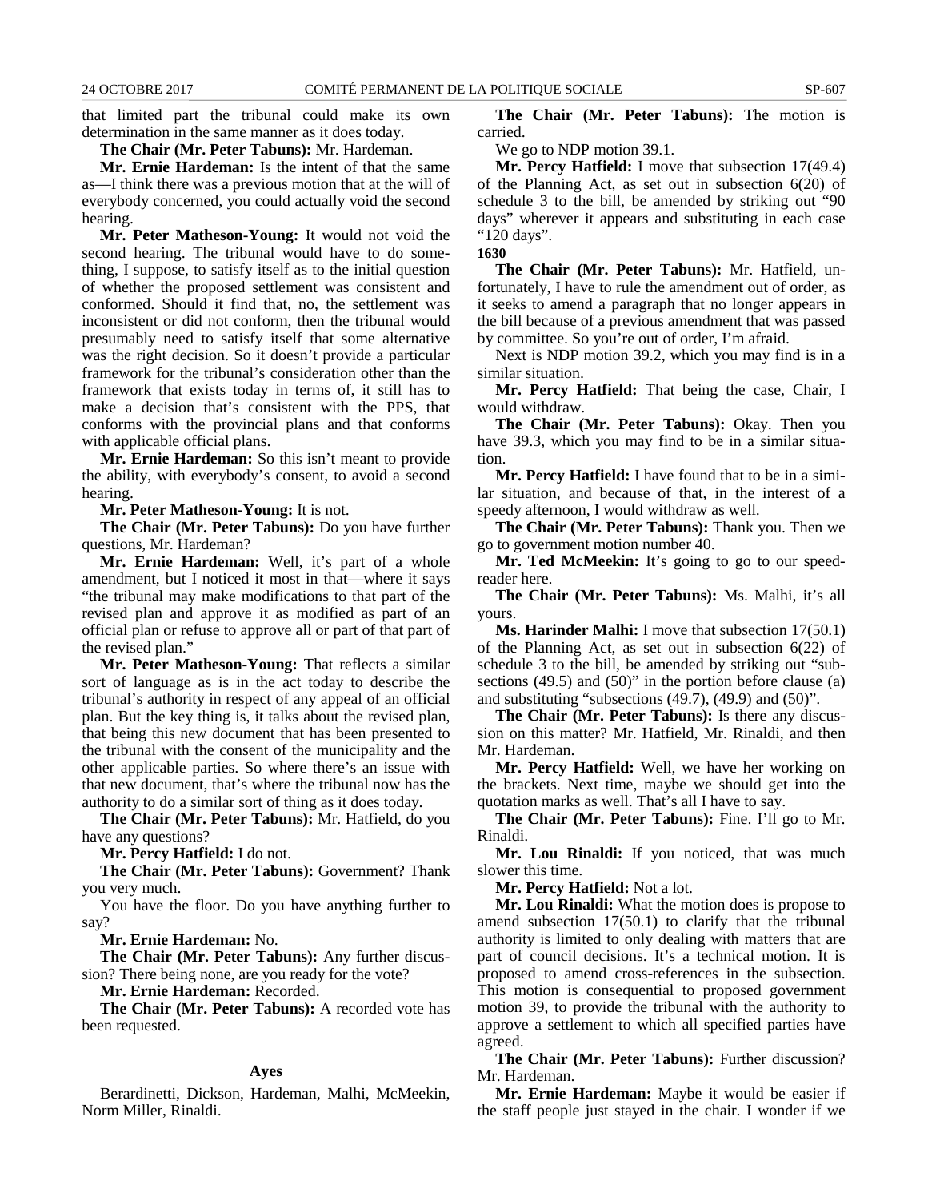that limited part the tribunal could make its own determination in the same manner as it does today.

**The Chair (Mr. Peter Tabuns):** Mr. Hardeman.

**Mr. Ernie Hardeman:** Is the intent of that the same as—I think there was a previous motion that at the will of everybody concerned, you could actually void the second hearing.

**Mr. Peter Matheson-Young:** It would not void the second hearing. The tribunal would have to do something, I suppose, to satisfy itself as to the initial question of whether the proposed settlement was consistent and conformed. Should it find that, no, the settlement was inconsistent or did not conform, then the tribunal would presumably need to satisfy itself that some alternative was the right decision. So it doesn't provide a particular framework for the tribunal's consideration other than the framework that exists today in terms of, it still has to make a decision that's consistent with the PPS, that conforms with the provincial plans and that conforms with applicable official plans.

**Mr. Ernie Hardeman:** So this isn't meant to provide the ability, with everybody's consent, to avoid a second hearing.

**Mr. Peter Matheson-Young:** It is not.

**The Chair (Mr. Peter Tabuns):** Do you have further questions, Mr. Hardeman?

**Mr. Ernie Hardeman:** Well, it's part of a whole amendment, but I noticed it most in that—where it says "the tribunal may make modifications to that part of the revised plan and approve it as modified as part of an official plan or refuse to approve all or part of that part of the revised plan."

**Mr. Peter Matheson-Young:** That reflects a similar sort of language as is in the act today to describe the tribunal's authority in respect of any appeal of an official plan. But the key thing is, it talks about the revised plan, that being this new document that has been presented to the tribunal with the consent of the municipality and the other applicable parties. So where there's an issue with that new document, that's where the tribunal now has the authority to do a similar sort of thing as it does today.

**The Chair (Mr. Peter Tabuns):** Mr. Hatfield, do you have any questions?

**Mr. Percy Hatfield:** I do not.

**The Chair (Mr. Peter Tabuns):** Government? Thank you very much.

You have the floor. Do you have anything further to say?

**Mr. Ernie Hardeman:** No.

**The Chair (Mr. Peter Tabuns):** Any further discussion? There being none, are you ready for the vote?

**Mr. Ernie Hardeman:** Recorded.

**The Chair (Mr. Peter Tabuns):** A recorded vote has been requested.

### Ayes

Berardinetti, Dickson, Hardeman, Malhi, McMeekin, Norm Miller, Rinaldi.

**The Chair (Mr. Peter Tabuns):** The motion is carried.

We go to NDP motion 39.1.

**Mr. Percy Hatfield:** I move that subsection 17(49.4) of the Planning Act, as set out in subsection 6(20) of schedule 3 to the bill, be amended by striking out "90 days" wherever it appears and substituting in each case "120 days".

**1630**

**The Chair (Mr. Peter Tabuns):** Mr. Hatfield, unfortunately, I have to rule the amendment out of order, as it seeks to amend a paragraph that no longer appears in the bill because of a previous amendment that was passed by committee. So you're out of order, I'm afraid.

Next is NDP motion 39.2, which you may find is in a similar situation.

**Mr. Percy Hatfield:** That being the case, Chair, I would withdraw.

**The Chair (Mr. Peter Tabuns):** Okay. Then you have 39.3, which you may find to be in a similar situation.

**Mr. Percy Hatfield:** I have found that to be in a similar situation, and because of that, in the interest of a speedy afternoon, I would withdraw as well.

**The Chair (Mr. Peter Tabuns):** Thank you. Then we go to government motion number 40.

**Mr. Ted McMeekin:** It's going to go to our speed-reader here.

**The Chair (Mr. Peter Tabuns):** Ms. Malhi, it's all yours.

**Ms. Harinder Malhi:** I move that subsection 17(50.1) of the Planning Act, as set out in subsection 6(22) of schedule 3 to the bill, be amended by striking out "subsections (49.5) and (50)" in the portion before clause (a) and substituting "subsections (49.7), (49.9) and (50)".

**The Chair (Mr. Peter Tabuns):** Is there any discussion on this matter? Mr. Hatfield, Mr. Rinaldi, and then Mr. Hardeman.

**Mr. Percy Hatfield:** Well, we have her working on the brackets. Next time, maybe we should get into the quotation marks as well. That's all I have to say.

**The Chair (Mr. Peter Tabuns):** Fine. I'll go to Mr. Rinaldi.

**Mr. Lou Rinaldi:** If you noticed, that was much slower this time.

**Mr. Percy Hatfield:** Not a lot.

**Mr. Lou Rinaldi:** What the motion does is propose to amend subsection 17(50.1) to clarify that the tribunal authority is limited to only dealing with matters that are part of council decisions. It's a technical motion. It is proposed to amend cross-references in the subsection. This motion is consequential to proposed government motion 39, to provide the tribunal with the authority to approve a settlement to which all specified parties have agreed.

**The Chair (Mr. Peter Tabuns):** Further discussion? Mr. Hardeman.

**Mr. Ernie Hardeman:** Maybe it would be easier if the staff people just stayed in the chair. I wonder if we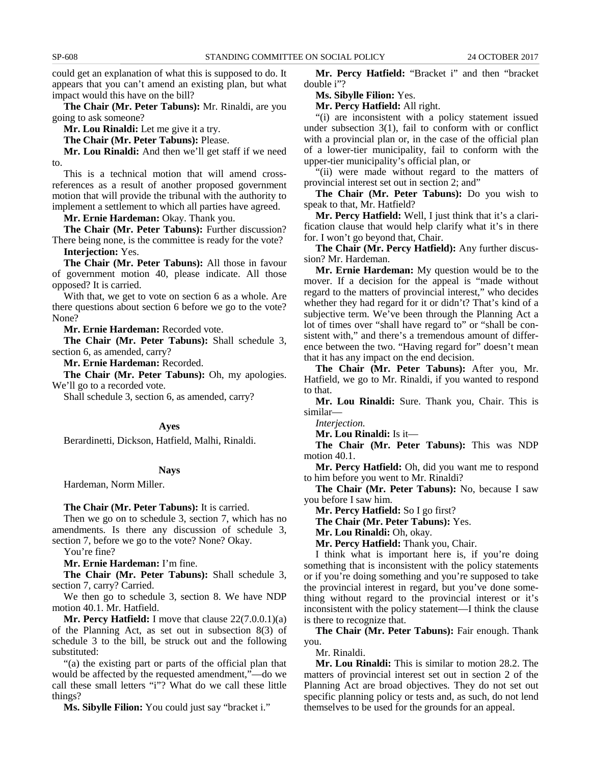could get an explanation of what this is supposed to do. It appears that you can't amend an existing plan, but what impact would this have on the bill?

**The Chair (Mr. Peter Tabuns):** Mr. Rinaldi, are you going to ask someone?

**Mr. Lou Rinaldi:** Let me give it a try.

**The Chair (Mr. Peter Tabuns):** Please.

**Mr. Lou Rinaldi:** And then we'll get staff if we need to.

This is a technical motion that will amend cross-references as a result of another proposed government motion that will provide the tribunal with the authority to implement a settlement to which all parties have agreed.

**Mr. Ernie Hardeman:** Okay. Thank you.

**The Chair (Mr. Peter Tabuns):** Further discussion? There being none, is the committee ready for the vote?

**Interjection:** Yes.

**The Chair (Mr. Peter Tabuns):** All those in favour of government motion 40, please indicate. All those opposed? It is carried.

With that, we get to vote on section 6 as a whole. Are there questions about section 6 before we go to the vote? None?

**Mr. Ernie Hardeman:** Recorded vote.

**The Chair (Mr. Peter Tabuns):** Shall schedule 3, section 6, as amended, carry?

**Mr. Ernie Hardeman:** Recorded.

**The Chair (Mr. Peter Tabuns):** Oh, my apologies. We'll go to a recorded vote.

Shall schedule 3, section 6, as amended, carry?

#### Ayes

Berardinetti, Dickson, Hatfield, Malhi, Rinaldi.

#### Nays

Hardeman, Norm Miller.

**The Chair (Mr. Peter Tabuns):** It is carried.

Then we go on to schedule 3, section 7, which has no amendments. Is there any discussion of schedule 3, section 7, before we go to the vote? None? Okay.

You're fine?

**Mr. Ernie Hardeman:** I'm fine.

**The Chair (Mr. Peter Tabuns):** Shall schedule 3, section 7, carry? Carried.

We then go to schedule 3, section 8. We have NDP motion 40.1. Mr. Hatfield.

**Mr. Percy Hatfield:** I move that clause 22(7.0.0.1)(a) of the Planning Act, as set out in subsection 8(3) of schedule 3 to the bill, be struck out and the following substituted:

"(a) the existing part or parts of the official plan that would be affected by the requested amendment,"—do we call these small letters "i"? What do we call these little things?

**Ms. Sibylle Filion:** You could just say "bracket i."

**Mr. Percy Hatfield:** "Bracket i" and then "bracket double i"?

**Ms. Sibylle Filion:** Yes.

**Mr. Percy Hatfield:** All right.

"(i) are inconsistent with a policy statement issued under subsection 3(1), fail to conform with or conflict with a provincial plan or, in the case of the official plan of a lower-tier municipality, fail to conform with the upper-tier municipality's official plan, or

"(ii) were made without regard to the matters of provincial interest set out in section 2; and"

**The Chair (Mr. Peter Tabuns):** Do you wish to speak to that, Mr. Hatfield?

**Mr. Percy Hatfield:** Well, I just think that it's a clarification clause that would help clarify what it's in there for. I won't go beyond that, Chair.

**The Chair (Mr. Percy Hatfield):** Any further discussion? Mr. Hardeman.

**Mr. Ernie Hardeman:** My question would be to the mover. If a decision for the appeal is "made without regard to the matters of provincial interest," who decides whether they had regard for it or didn't? That's kind of a subjective term. We've been through the Planning Act a lot of times over "shall have regard to" or "shall be consistent with," and there's a tremendous amount of difference between the two. "Having regard for" doesn't mean that it has any impact on the end decision.

**The Chair (Mr. Peter Tabuns):** After you, Mr. Hatfield, we go to Mr. Rinaldi, if you wanted to respond to that.

**Mr. Lou Rinaldi:** Sure. Thank you, Chair. This is similar—

*Interjection.*

**Mr. Lou Rinaldi:** Is it—

**The Chair (Mr. Peter Tabuns):** This was NDP motion 40.1.

**Mr. Percy Hatfield:** Oh, did you want me to respond to him before you went to Mr. Rinaldi?

**The Chair (Mr. Peter Tabuns):** No, because I saw you before I saw him.

**Mr. Percy Hatfield:** So I go first?

**The Chair (Mr. Peter Tabuns):** Yes.

**Mr. Lou Rinaldi:** Oh, okay.

**Mr. Percy Hatfield:** Thank you, Chair.

I think what is important here is, if you're doing something that is inconsistent with the policy statements or if you're doing something and you're supposed to take the provincial interest in regard, but you've done something without regard to the provincial interest or it's inconsistent with the policy statement—I think the clause is there to recognize that.

**The Chair (Mr. Peter Tabuns):** Fair enough. Thank you.

Mr. Rinaldi.

**Mr. Lou Rinaldi:** This is similar to motion 28.2. The matters of provincial interest set out in section 2 of the Planning Act are broad objectives. They do not set out specific planning policy or tests and, as such, do not lend themselves to be used for the grounds for an appeal.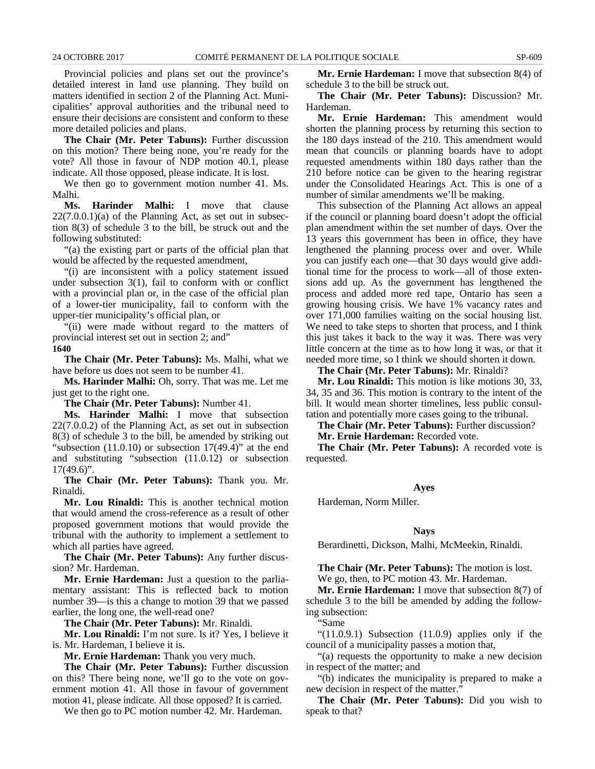Provincial policies and plans set out the province's detailed interest in land use planning. They build on matters identified in section 2 of the Planning Act. Municipalities' approval authorities and the tribunal need to ensure their decisions are consistent and conform to these more detailed policies and plans.

**The Chair (Mr. Peter Tabuns):** Further discussion on this motion? There being none, you're ready for the vote? All those in favour of NDP motion 40.1, please indicate. All those opposed, please indicate. It is lost.

We then go to government motion number 41. Ms. Malhi.

**Ms. Harinder Malhi:** I move that clause 22(7.0.0.1)(a) of the Planning Act, as set out in subsection 8(3) of schedule 3 to the bill, be struck out and the following substituted:

"(a) the existing part or parts of the official plan that would be affected by the requested amendment,

"(i) are inconsistent with a policy statement issued under subsection 3(1), fail to conform with or conflict with a provincial plan or, in the case of the official plan of a lower-tier municipality, fail to conform with the upper-tier municipality's official plan, or

"(ii) were made without regard to the matters of provincial interest set out in section 2; and"

**1640**

**The Chair (Mr. Peter Tabuns):** Ms. Malhi, what we have before us does not seem to be number 41.

**Ms. Harinder Malhi:** Oh, sorry. That was me. Let me just get to the right one.

**The Chair (Mr. Peter Tabuns):** Number 41.

**Ms. Harinder Malhi:** I move that subsection 22(7.0.0.2) of the Planning Act, as set out in subsection 8(3) of schedule 3 to the bill, be amended by striking out "subsection (11.0.10) or subsection 17(49.4)" at the end and substituting "subsection (11.0.12) or subsection 17(49.6)".

**The Chair (Mr. Peter Tabuns):** Thank you. Mr. Rinaldi.

**Mr. Lou Rinaldi:** This is another technical motion that would amend the cross-reference as a result of other proposed government motions that would provide the tribunal with the authority to implement a settlement to which all parties have agreed.

**The Chair (Mr. Peter Tabuns):** Any further discussion? Mr. Hardeman.

**Mr. Ernie Hardeman:** Just a question to the parliamentary assistant: This is reflected back to motion number 39—is this a change to motion 39 that we passed earlier, the long one, the well-read one?

**The Chair (Mr. Peter Tabuns):** Mr. Rinaldi.

**Mr. Lou Rinaldi:** I'm not sure. Is it? Yes, I believe it is. Mr. Hardeman, I believe it is.

**Mr. Ernie Hardeman:** Thank you very much.

**The Chair (Mr. Peter Tabuns):** Further discussion on this? There being none, we'll go to the vote on government motion 41. All those in favour of government motion 41, please indicate. All those opposed? It is carried.

We then go to PC motion number 42. Mr. Hardeman.

**Mr. Ernie Hardeman:** I move that subsection 8(4) of schedule 3 to the bill be struck out.

**The Chair (Mr. Peter Tabuns):** Discussion? Mr. Hardeman.

**Mr. Ernie Hardeman:** This amendment would shorten the planning process by returning this section to the 180 days instead of the 210. This amendment would mean that councils or planning boards have to adopt requested amendments within 180 days rather than the 210 before notice can be given to the hearing registrar under the Consolidated Hearings Act. This is one of a number of similar amendments we'll be making.

This subsection of the Planning Act allows an appeal if the council or planning board doesn't adopt the official plan amendment within the set number of days. Over the 13 years this government has been in office, they have lengthened the planning process over and over. While you can justify each one—that 30 days would give additional time for the process to work—all of those extensions add up. As the government has lengthened the process and added more red tape, Ontario has seen a growing housing crisis. We have 1% vacancy rates and over 171,000 families waiting on the social housing list. We need to take steps to shorten that process, and I think this just takes it back to the way it was. There was very little concern at the time as to how long it was, or that it needed more time, so I think we should shorten it down.

**The Chair (Mr. Peter Tabuns):** Mr. Rinaldi?

**Mr. Lou Rinaldi:** This motion is like motions 30, 33, 34, 35 and 36. This motion is contrary to the intent of the bill. It would mean shorter timelines, less public consultation and potentially more cases going to the tribunal.

**The Chair (Mr. Peter Tabuns):** Further discussion?

**Mr. Ernie Hardeman:** Recorded vote.

**The Chair (Mr. Peter Tabuns):** A recorded vote is requested.

**Ayes**

Hardeman, Norm Miller.

**Nays**

Berardinetti, Dickson, Malhi, McMeekin, Rinaldi.

**The Chair (Mr. Peter Tabuns):** The motion is lost.

We go, then, to PC motion 43. Mr. Hardeman.

**Mr. Ernie Hardeman:** I move that subsection 8(7) of schedule 3 to the bill be amended by adding the following subsection:

"Same

"(11.0.9.1) Subsection (11.0.9) applies only if the council of a municipality passes a motion that,

"(a) requests the opportunity to make a new decision in respect of the matter; and

"(b) indicates the municipality is prepared to make a new decision in respect of the matter."

**The Chair (Mr. Peter Tabuns):** Did you wish to speak to that?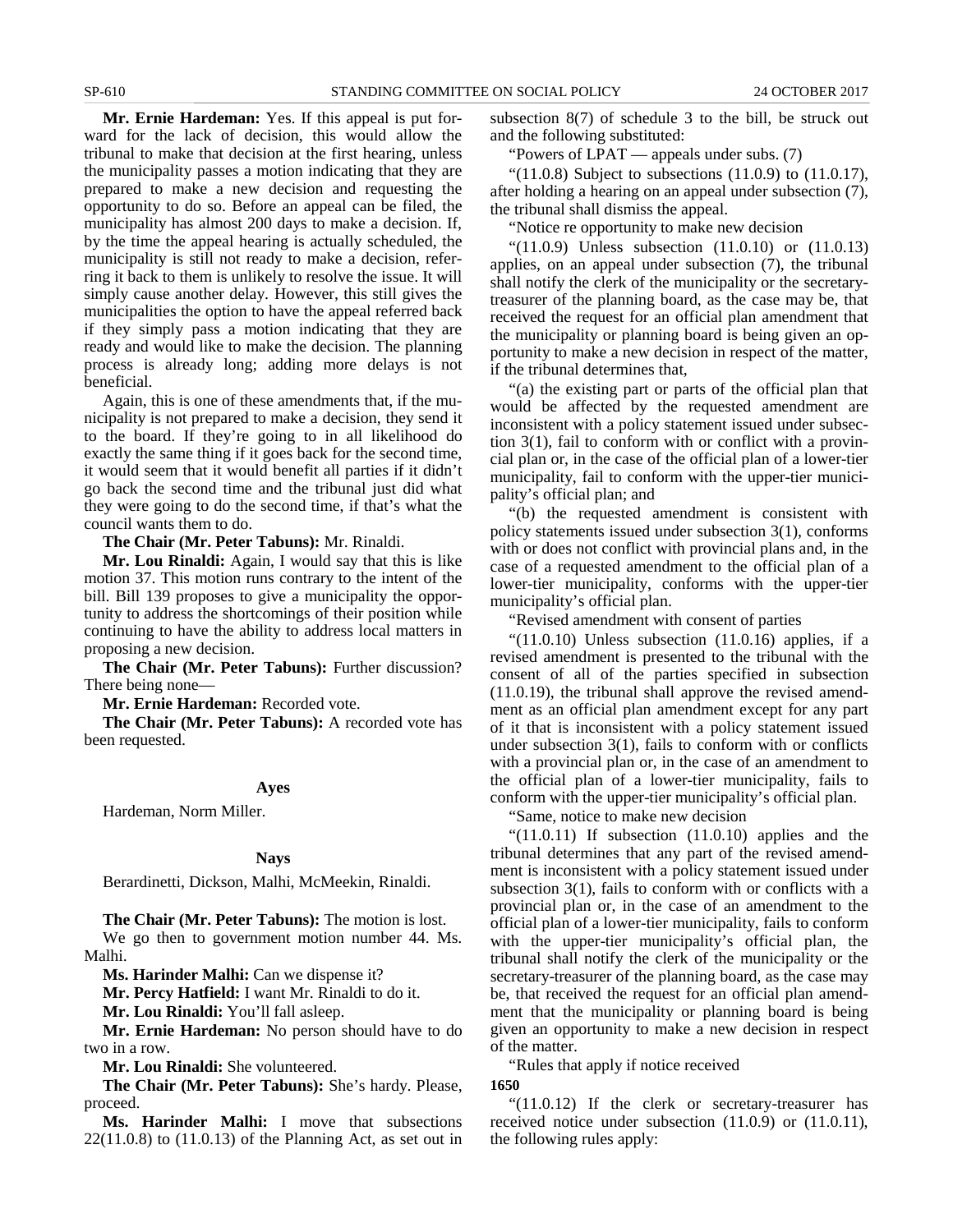**Mr. Ernie Hardeman:** Yes. If this appeal is put forward for the lack of decision, this would allow the tribunal to make that decision at the first hearing, unless the municipality passes a motion indicating that they are prepared to make a new decision and requesting the opportunity to do so. Before an appeal can be filed, the municipality has almost 200 days to make a decision. If, by the time the appeal hearing is actually scheduled, the municipality is still not ready to make a decision, referring it back to them is unlikely to resolve the issue. It will simply cause another delay. However, this still gives the municipalities the option to have the appeal referred back if they simply pass a motion indicating that they are ready and would like to make the decision. The planning process is already long; adding more delays is not beneficial.

Again, this is one of these amendments that, if the municipality is not prepared to make a decision, they send it to the board. If they're going to in all likelihood do exactly the same thing if it goes back for the second time, it would seem that it would benefit all parties if it didn't go back the second time and the tribunal just did what they were going to do the second time, if that's what the council wants them to do.

**The Chair (Mr. Peter Tabuns):** Mr. Rinaldi.

**Mr. Lou Rinaldi:** Again, I would say that this is like motion 37. This motion runs contrary to the intent of the bill. Bill 139 proposes to give a municipality the opportunity to address the shortcomings of their position while continuing to have the ability to address local matters in proposing a new decision.

**The Chair (Mr. Peter Tabuns):** Further discussion? There being none—

**Mr. Ernie Hardeman:** Recorded vote.

**The Chair (Mr. Peter Tabuns):** A recorded vote has been requested.

**Ayes**

Hardeman, Norm Miller.

**Nays**

Berardinetti, Dickson, Malhi, McMeekin, Rinaldi.

**The Chair (Mr. Peter Tabuns):** The motion is lost.

We go then to government motion number 44. Ms. Malhi.

**Ms. Harinder Malhi:** Can we dispense it?

**Mr. Percy Hatfield:** I want Mr. Rinaldi to do it.

**Mr. Lou Rinaldi:** You'll fall asleep.

**Mr. Ernie Hardeman:** No person should have to do two in a row.

**Mr. Lou Rinaldi:** She volunteered.

**The Chair (Mr. Peter Tabuns):** She's hardy. Please, proceed.

**Ms. Harinder Malhi:** I move that subsections 22(11.0.8) to (11.0.13) of the Planning Act, as set out in subsection 8(7) of schedule 3 to the bill, be struck out and the following substituted:

"Powers of LPAT — appeals under subs. (7)

"(11.0.8) Subject to subsections (11.0.9) to (11.0.17), after holding a hearing on an appeal under subsection (7), the tribunal shall dismiss the appeal.

"Notice re opportunity to make new decision

"(11.0.9) Unless subsection (11.0.10) or (11.0.13) applies, on an appeal under subsection (7), the tribunal shall notify the clerk of the municipality or the secretary-treasurer of the planning board, as the case may be, that received the request for an official plan amendment that the municipality or planning board is being given an opportunity to make a new decision in respect of the matter, if the tribunal determines that,

"(a) the existing part or parts of the official plan that would be affected by the requested amendment are inconsistent with a policy statement issued under subsection 3(1), fail to conform with or conflict with a provincial plan or, in the case of the official plan of a lower-tier municipality, fail to conform with the upper-tier municipality's official plan; and

"(b) the requested amendment is consistent with policy statements issued under subsection 3(1), conforms with or does not conflict with provincial plans and, in the case of a requested amendment to the official plan of a lower-tier municipality, conforms with the upper-tier municipality's official plan.

"Revised amendment with consent of parties

"(11.0.10) Unless subsection (11.0.16) applies, if a revised amendment is presented to the tribunal with the consent of all of the parties specified in subsection (11.0.19), the tribunal shall approve the revised amendment as an official plan amendment except for any part of it that is inconsistent with a policy statement issued under subsection 3(1), fails to conform with or conflicts with a provincial plan or, in the case of an amendment to the official plan of a lower-tier municipality, fails to conform with the upper-tier municipality's official plan.

"Same, notice to make new decision

"(11.0.11) If subsection (11.0.10) applies and the tribunal determines that any part of the revised amendment is inconsistent with a policy statement issued under subsection 3(1), fails to conform with or conflicts with a provincial plan or, in the case of an amendment to the official plan of a lower-tier municipality, fails to conform with the upper-tier municipality's official plan, the tribunal shall notify the clerk of the municipality or the secretary-treasurer of the planning board, as the case may be, that received the request for an official plan amendment that the municipality or planning board is being given an opportunity to make a new decision in respect of the matter.

"Rules that apply if notice received

**1650**

"(11.0.12) If the clerk or secretary-treasurer has received notice under subsection (11.0.9) or (11.0.11), the following rules apply: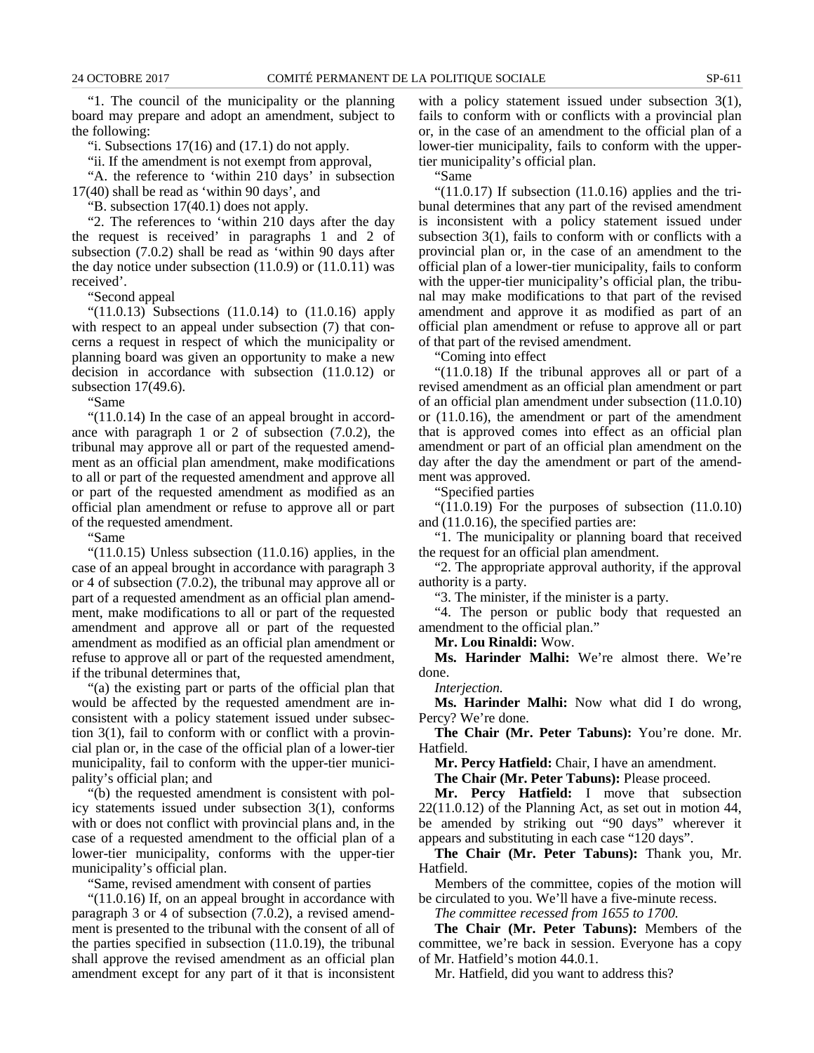"1. The council of the municipality or the planning board may prepare and adopt an amendment, subject to the following:

"i. Subsections 17(16) and (17.1) do not apply.

"ii. If the amendment is not exempt from approval,

"A. the reference to 'within 210 days' in subsection 17(40) shall be read as 'within 90 days', and

"B. subsection 17(40.1) does not apply.

"2. The references to 'within 210 days after the day the request is received' in paragraphs 1 and 2 of subsection (7.0.2) shall be read as 'within 90 days after the day notice under subsection (11.0.9) or (11.0.11) was received'.

"Second appeal

"(11.0.13) Subsections (11.0.14) to (11.0.16) apply with respect to an appeal under subsection (7) that concerns a request in respect of which the municipality or planning board was given an opportunity to make a new decision in accordance with subsection (11.0.12) or subsection 17(49.6).

"Same

"(11.0.14) In the case of an appeal brought in accordance with paragraph 1 or 2 of subsection (7.0.2), the tribunal may approve all or part of the requested amendment as an official plan amendment, make modifications to all or part of the requested amendment and approve all or part of the requested amendment as modified as an official plan amendment or refuse to approve all or part of the requested amendment.

"Same

"(11.0.15) Unless subsection (11.0.16) applies, in the case of an appeal brought in accordance with paragraph 3 or 4 of subsection (7.0.2), the tribunal may approve all or part of a requested amendment as an official plan amendment, make modifications to all or part of the requested amendment and approve all or part of the requested amendment as modified as an official plan amendment or refuse to approve all or part of the requested amendment, if the tribunal determines that,

"(a) the existing part or parts of the official plan that would be affected by the requested amendment are inconsistent with a policy statement issued under subsection 3(1), fail to conform with or conflict with a provincial plan or, in the case of the official plan of a lower-tier municipality, fail to conform with the upper-tier municipality's official plan; and

"(b) the requested amendment is consistent with policy statements issued under subsection 3(1), conforms with or does not conflict with provincial plans and, in the case of a requested amendment to the official plan of a lower-tier municipality, conforms with the upper-tier municipality's official plan.

"Same, revised amendment with consent of parties

"(11.0.16) If, on an appeal brought in accordance with paragraph 3 or 4 of subsection (7.0.2), a revised amendment is presented to the tribunal with the consent of all of the parties specified in subsection (11.0.19), the tribunal shall approve the revised amendment as an official plan amendment except for any part of it that is inconsistent with a policy statement issued under subsection 3(1), fails to conform with or conflicts with a provincial plan or, in the case of an amendment to the official plan of a lower-tier municipality, fails to conform with the upper-tier municipality's official plan.

"Same

"(11.0.17) If subsection (11.0.16) applies and the tribunal determines that any part of the revised amendment is inconsistent with a policy statement issued under subsection 3(1), fails to conform with or conflicts with a provincial plan or, in the case of an amendment to the official plan of a lower-tier municipality, fails to conform with the upper-tier municipality's official plan, the tribunal may make modifications to that part of the revised amendment and approve it as modified as part of an official plan amendment or refuse to approve all or part of that part of the revised amendment.

"Coming into effect

"(11.0.18) If the tribunal approves all or part of a revised amendment as an official plan amendment or part of an official plan amendment under subsection (11.0.10) or (11.0.16), the amendment or part of the amendment that is approved comes into effect as an official plan amendment or part of an official plan amendment on the day after the day the amendment or part of the amendment was approved.

"Specified parties

"(11.0.19) For the purposes of subsection (11.0.10) and (11.0.16), the specified parties are:

"1. The municipality or planning board that received the request for an official plan amendment.

"2. The appropriate approval authority, if the approval authority is a party.

"3. The minister, if the minister is a party.

"4. The person or public body that requested an amendment to the official plan."

**Mr. Lou Rinaldi:** Wow.

**Ms. Harinder Malhi:** We're almost there. We're done.

*Interjection.*

**Ms. Harinder Malhi:** Now what did I do wrong, Percy? We're done.

**The Chair (Mr. Peter Tabuns):** You're done. Mr. Hatfield.

**Mr. Percy Hatfield:** Chair, I have an amendment.

**The Chair (Mr. Peter Tabuns):** Please proceed.

**Mr. Percy Hatfield:** I move that subsection 22(11.0.12) of the Planning Act, as set out in motion 44, be amended by striking out "90 days" wherever it appears and substituting in each case "120 days".

**The Chair (Mr. Peter Tabuns):** Thank you, Mr. Hatfield.

Members of the committee, copies of the motion will be circulated to you. We'll have a five-minute recess.

*The committee recessed from 1655 to 1700.*

**The Chair (Mr. Peter Tabuns):** Members of the committee, we're back in session. Everyone has a copy of Mr. Hatfield's motion 44.0.1.

Mr. Hatfield, did you want to address this?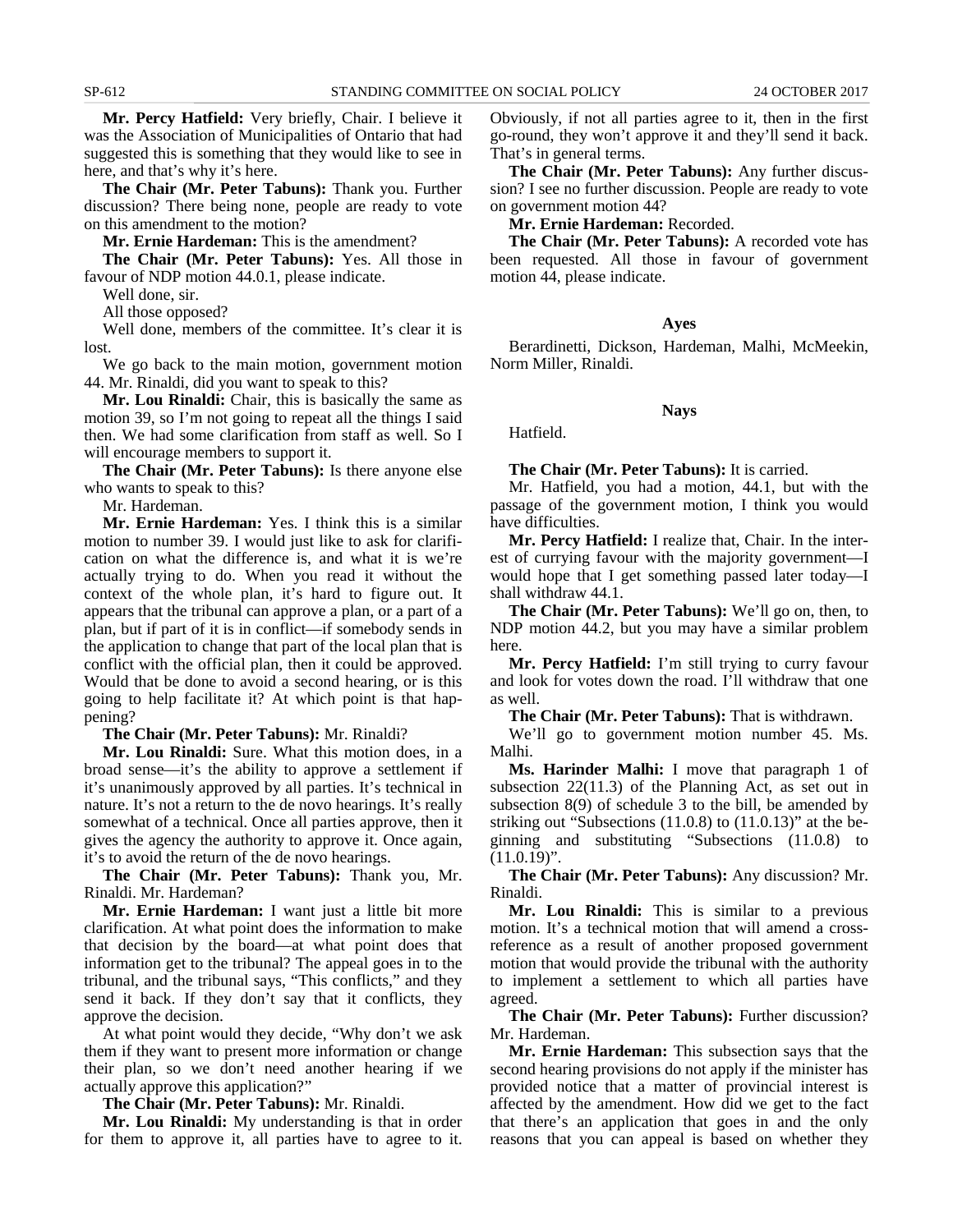**Mr. Percy Hatfield:** Very briefly, Chair. I believe it was the Association of Municipalities of Ontario that had suggested this is something that they would like to see in here, and that's why it's here.

**The Chair (Mr. Peter Tabuns):** Thank you. Further discussion? There being none, people are ready to vote on this amendment to the motion?

**Mr. Ernie Hardeman:** This is the amendment?

**The Chair (Mr. Peter Tabuns):** Yes. All those in favour of NDP motion 44.0.1, please indicate.

Well done, sir.

All those opposed?

Well done, members of the committee. It's clear it is lost.

We go back to the main motion, government motion 44. Mr. Rinaldi, did you want to speak to this?

**Mr. Lou Rinaldi:** Chair, this is basically the same as motion 39, so I'm not going to repeat all the things I said then. We had some clarification from staff as well. So I will encourage members to support it.

**The Chair (Mr. Peter Tabuns):** Is there anyone else who wants to speak to this?

Mr. Hardeman.

**Mr. Ernie Hardeman:** Yes. I think this is a similar motion to number 39. I would just like to ask for clarification on what the difference is, and what it is we're actually trying to do. When you read it without the context of the whole plan, it's hard to figure out. It appears that the tribunal can approve a plan, or a part of a plan, but if part of it is in conflict—if somebody sends in the application to change that part of the local plan that is conflict with the official plan, then it could be approved. Would that be done to avoid a second hearing, or is this going to help facilitate it? At which point is that happening?

**The Chair (Mr. Peter Tabuns):** Mr. Rinaldi?

**Mr. Lou Rinaldi:** Sure. What this motion does, in a broad sense—it's the ability to approve a settlement if it's unanimously approved by all parties. It's technical in nature. It's not a return to the de novo hearings. It's really somewhat of a technical. Once all parties approve, then it gives the agency the authority to approve it. Once again, it's to avoid the return of the de novo hearings.

**The Chair (Mr. Peter Tabuns):** Thank you, Mr. Rinaldi. Mr. Hardeman?

**Mr. Ernie Hardeman:** I want just a little bit more clarification. At what point does the information to make that decision by the board—at what point does that information get to the tribunal? The appeal goes in to the tribunal, and the tribunal says, "This conflicts," and they send it back. If they don't say that it conflicts, they approve the decision.

At what point would they decide, "Why don't we ask them if they want to present more information or change their plan, so we don't need another hearing if we actually approve this application?"

**The Chair (Mr. Peter Tabuns):** Mr. Rinaldi.

**Mr. Lou Rinaldi:** My understanding is that in order for them to approve it, all parties have to agree to it. Obviously, if not all parties agree to it, then in the first go-round, they won't approve it and they'll send it back. That's in general terms.

**The Chair (Mr. Peter Tabuns):** Any further discussion? I see no further discussion. People are ready to vote on government motion 44?

**Mr. Ernie Hardeman:** Recorded.

**The Chair (Mr. Peter Tabuns):** A recorded vote has been requested. All those in favour of government motion 44, please indicate.

#### Ayes

Berardinetti, Dickson, Hardeman, Malhi, McMeekin, Norm Miller, Rinaldi.

#### Nays

Hatfield.

**The Chair (Mr. Peter Tabuns):** It is carried.

Mr. Hatfield, you had a motion, 44.1, but with the passage of the government motion, I think you would have difficulties.

**Mr. Percy Hatfield:** I realize that, Chair. In the interest of currying favour with the majority government—I would hope that I get something passed later today—I shall withdraw 44.1.

**The Chair (Mr. Peter Tabuns):** We'll go on, then, to NDP motion 44.2, but you may have a similar problem here.

**Mr. Percy Hatfield:** I'm still trying to curry favour and look for votes down the road. I'll withdraw that one as well.

**The Chair (Mr. Peter Tabuns):** That is withdrawn.

We'll go to government motion number 45. Ms. Malhi.

**Ms. Harinder Malhi:** I move that paragraph 1 of subsection 22(11.3) of the Planning Act, as set out in subsection 8(9) of schedule 3 to the bill, be amended by striking out "Subsections (11.0.8) to (11.0.13)" at the beginning and substituting "Subsections (11.0.8) to (11.0.19)".

**The Chair (Mr. Peter Tabuns):** Any discussion? Mr. Rinaldi.

**Mr. Lou Rinaldi:** This is similar to a previous motion. It's a technical motion that will amend a cross-reference as a result of another proposed government motion that would provide the tribunal with the authority to implement a settlement to which all parties have agreed.

**The Chair (Mr. Peter Tabuns):** Further discussion? Mr. Hardeman.

**Mr. Ernie Hardeman:** This subsection says that the second hearing provisions do not apply if the minister has provided notice that a matter of provincial interest is affected by the amendment. How did we get to the fact that there's an application that goes in and the only reasons that you can appeal is based on whether they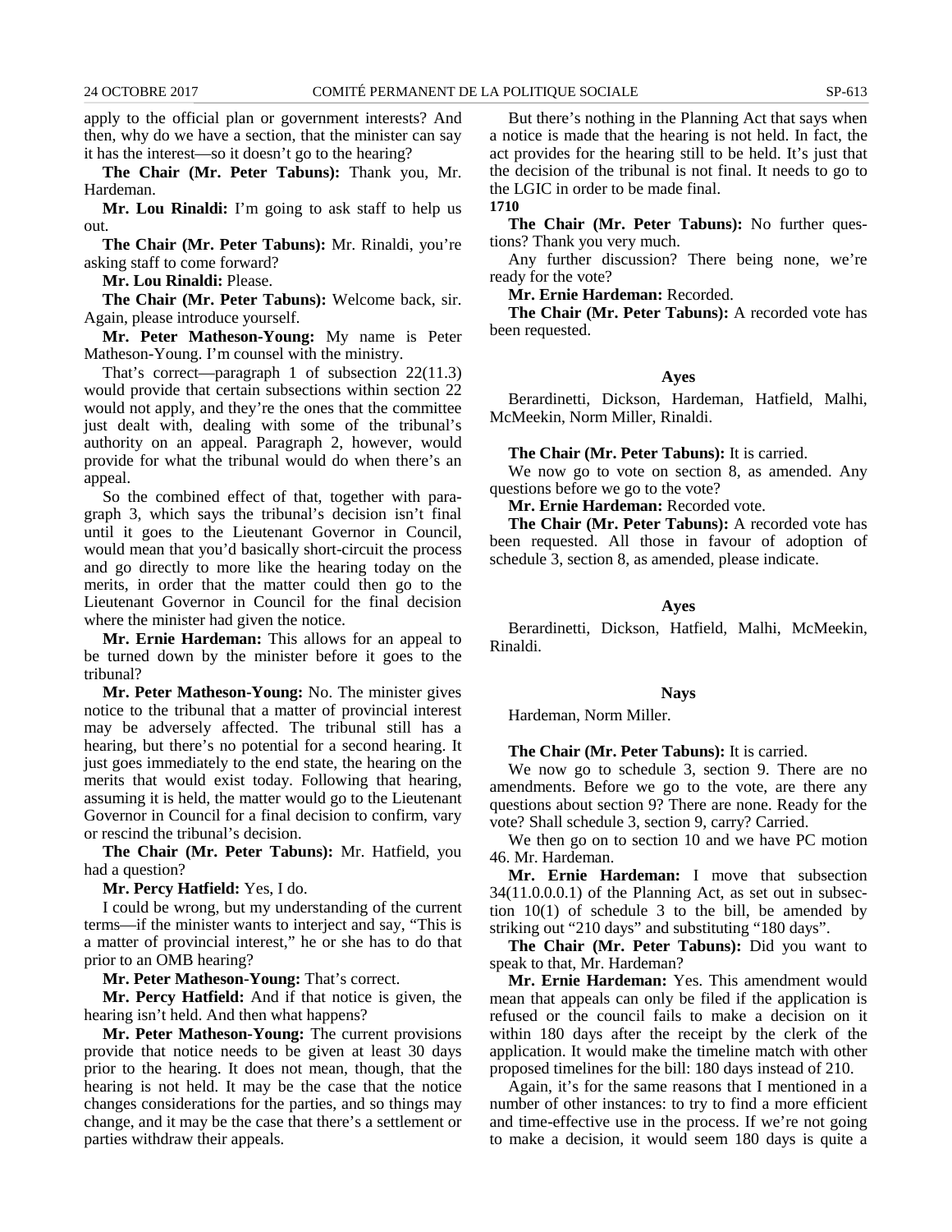apply to the official plan or government interests? And then, why do we have a section, that the minister can say it has the interest—so it doesn't go to the hearing?

**The Chair (Mr. Peter Tabuns):** Thank you, Mr. Hardeman.

**Mr. Lou Rinaldi:** I'm going to ask staff to help us out.

**The Chair (Mr. Peter Tabuns):** Mr. Rinaldi, you're asking staff to come forward?

**Mr. Lou Rinaldi:** Please.

**The Chair (Mr. Peter Tabuns):** Welcome back, sir. Again, please introduce yourself.

**Mr. Peter Matheson-Young:** My name is Peter Matheson-Young. I'm counsel with the ministry.

That's correct—paragraph 1 of subsection 22(11.3) would provide that certain subsections within section 22 would not apply, and they're the ones that the committee just dealt with, dealing with some of the tribunal's authority on an appeal. Paragraph 2, however, would provide for what the tribunal would do when there's an appeal.

So the combined effect of that, together with paragraph 3, which says the tribunal's decision isn't final until it goes to the Lieutenant Governor in Council, would mean that you'd basically short-circuit the process and go directly to more like the hearing today on the merits, in order that the matter could then go to the Lieutenant Governor in Council for the final decision where the minister had given the notice.

**Mr. Ernie Hardeman:** This allows for an appeal to be turned down by the minister before it goes to the tribunal?

**Mr. Peter Matheson-Young:** No. The minister gives notice to the tribunal that a matter of provincial interest may be adversely affected. The tribunal still has a hearing, but there's no potential for a second hearing. It just goes immediately to the end state, the hearing on the merits that would exist today. Following that hearing, assuming it is held, the matter would go to the Lieutenant Governor in Council for a final decision to confirm, vary or rescind the tribunal's decision.

**The Chair (Mr. Peter Tabuns):** Mr. Hatfield, you had a question?

**Mr. Percy Hatfield:** Yes, I do.

I could be wrong, but my understanding of the current terms—if the minister wants to interject and say, "This is a matter of provincial interest," he or she has to do that prior to an OMB hearing?

**Mr. Peter Matheson-Young:** That's correct.

**Mr. Percy Hatfield:** And if that notice is given, the hearing isn't held. And then what happens?

**Mr. Peter Matheson-Young:** The current provisions provide that notice needs to be given at least 30 days prior to the hearing. It does not mean, though, that the hearing is not held. It may be the case that the notice changes considerations for the parties, and so things may change, and it may be the case that there's a settlement or parties withdraw their appeals.

But there's nothing in the Planning Act that says when a notice is made that the hearing is not held. In fact, the act provides for the hearing still to be held. It's just that the decision of the tribunal is not final. It needs to go to the LGIC in order to be made final.

1710

**The Chair (Mr. Peter Tabuns):** No further questions? Thank you very much.

Any further discussion? There being none, we're ready for the vote?

**Mr. Ernie Hardeman:** Recorded.

**The Chair (Mr. Peter Tabuns):** A recorded vote has been requested.

**Ayes**

Berardinetti, Dickson, Hardeman, Hatfield, Malhi, McMeekin, Norm Miller, Rinaldi.

**The Chair (Mr. Peter Tabuns):** It is carried.

We now go to vote on section 8, as amended. Any questions before we go to the vote?

**Mr. Ernie Hardeman:** Recorded vote.

**The Chair (Mr. Peter Tabuns):** A recorded vote has been requested. All those in favour of adoption of schedule 3, section 8, as amended, please indicate.

**Ayes**

Berardinetti, Dickson, Hatfield, Malhi, McMeekin, Rinaldi.

**Nays**

Hardeman, Norm Miller.

**The Chair (Mr. Peter Tabuns):** It is carried.

We now go to schedule 3, section 9. There are no amendments. Before we go to the vote, are there any questions about section 9? There are none. Ready for the vote? Shall schedule 3, section 9, carry? Carried.

We then go on to section 10 and we have PC motion 46. Mr. Hardeman.

**Mr. Ernie Hardeman:** I move that subsection 34(11.0.0.0.1) of the Planning Act, as set out in subsection 10(1) of schedule 3 to the bill, be amended by striking out "210 days" and substituting "180 days".

**The Chair (Mr. Peter Tabuns):** Did you want to speak to that, Mr. Hardeman?

**Mr. Ernie Hardeman:** Yes. This amendment would mean that appeals can only be filed if the application is refused or the council fails to make a decision on it within 180 days after the receipt by the clerk of the application. It would make the timeline match with other proposed timelines for the bill: 180 days instead of 210.

Again, it's for the same reasons that I mentioned in a number of other instances: to try to find a more efficient and time-effective use in the process. If we're not going to make a decision, it would seem 180 days is quite a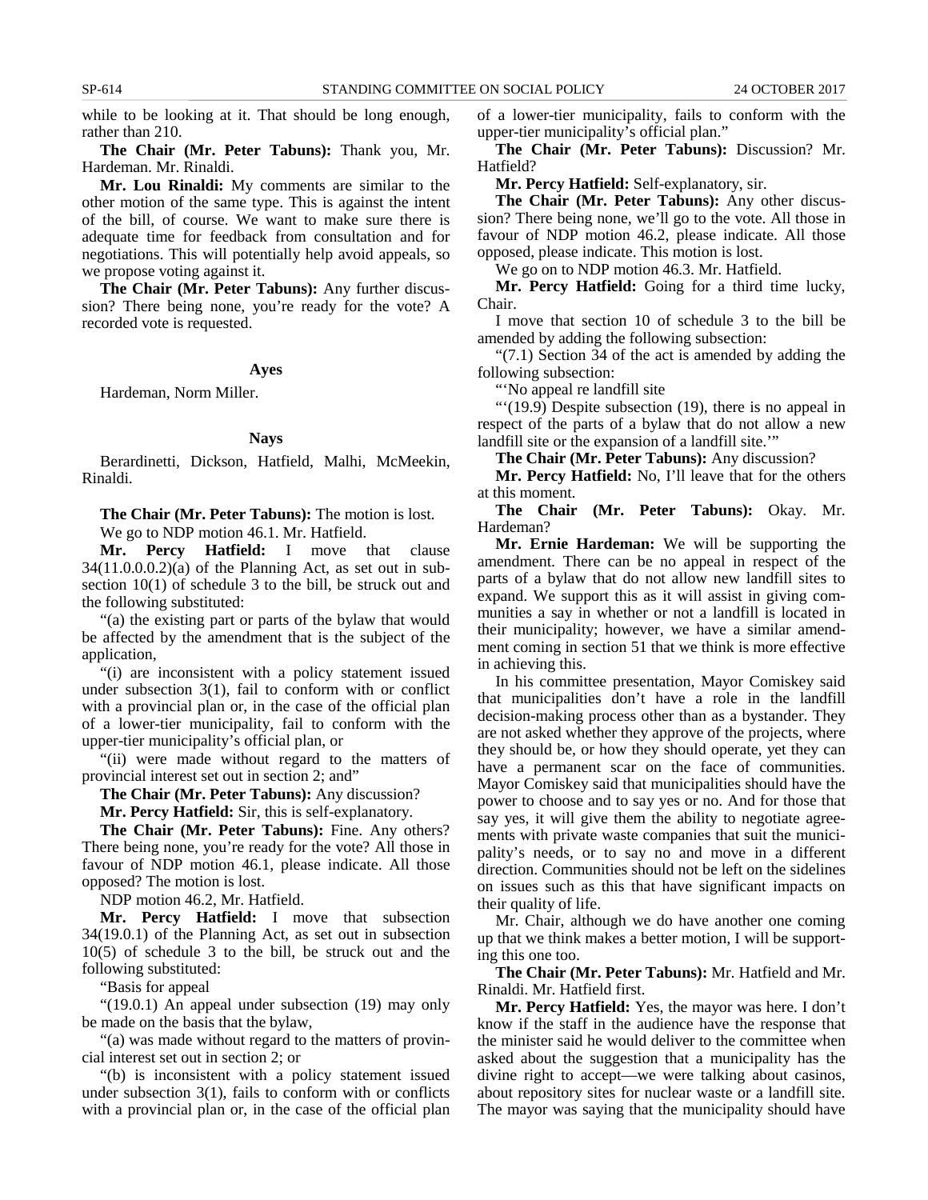while to be looking at it. That should be long enough, rather than 210.

**The Chair (Mr. Peter Tabuns):** Thank you, Mr. Hardeman. Mr. Rinaldi.

**Mr. Lou Rinaldi:** My comments are similar to the other motion of the same type. This is against the intent of the bill, of course. We want to make sure there is adequate time for feedback from consultation and for negotiations. This will potentially help avoid appeals, so we propose voting against it.

**The Chair (Mr. Peter Tabuns):** Any further discussion? There being none, you're ready for the vote? A recorded vote is requested.

**Ayes**

Hardeman, Norm Miller.

**Nays**

Berardinetti, Dickson, Hatfield, Malhi, McMeekin, Rinaldi.

**The Chair (Mr. Peter Tabuns):** The motion is lost.

We go to NDP motion 46.1. Mr. Hatfield.

**Mr. Percy Hatfield:** I move that clause 34(11.0.0.0.2)(a) of the Planning Act, as set out in subsection 10(1) of schedule 3 to the bill, be struck out and the following substituted:

"(a) the existing part or parts of the bylaw that would be affected by the amendment that is the subject of the application,

"(i) are inconsistent with a policy statement issued under subsection 3(1), fail to conform with or conflict with a provincial plan or, in the case of the official plan of a lower-tier municipality, fail to conform with the upper-tier municipality's official plan, or

"(ii) were made without regard to the matters of provincial interest set out in section 2; and"

**The Chair (Mr. Peter Tabuns):** Any discussion?

**Mr. Percy Hatfield:** Sir, this is self-explanatory.

**The Chair (Mr. Peter Tabuns):** Fine. Any others? There being none, you're ready for the vote? All those in favour of NDP motion 46.1, please indicate. All those opposed? The motion is lost.

NDP motion 46.2, Mr. Hatfield.

**Mr. Percy Hatfield:** I move that subsection 34(19.0.1) of the Planning Act, as set out in subsection 10(5) of schedule 3 to the bill, be struck out and the following substituted:

"Basis for appeal

"(19.0.1) An appeal under subsection (19) may only be made on the basis that the bylaw,

"(a) was made without regard to the matters of provincial interest set out in section 2; or

"(b) is inconsistent with a policy statement issued under subsection 3(1), fails to conform with or conflicts with a provincial plan or, in the case of the official plan of a lower-tier municipality, fails to conform with the upper-tier municipality's official plan."

**The Chair (Mr. Peter Tabuns):** Discussion? Mr. Hatfield?

**Mr. Percy Hatfield:** Self-explanatory, sir.

**The Chair (Mr. Peter Tabuns):** Any other discussion? There being none, we'll go to the vote. All those in favour of NDP motion 46.2, please indicate. All those opposed, please indicate. This motion is lost.

We go on to NDP motion 46.3. Mr. Hatfield.

**Mr. Percy Hatfield:** Going for a third time lucky, Chair.

I move that section 10 of schedule 3 to the bill be amended by adding the following subsection:

"(7.1) Section 34 of the act is amended by adding the following subsection:

"'No appeal re landfill site

"'(19.9) Despite subsection (19), there is no appeal in respect of the parts of a bylaw that do not allow a new landfill site or the expansion of a landfill site.'"

**The Chair (Mr. Peter Tabuns):** Any discussion?

**Mr. Percy Hatfield:** No, I'll leave that for the others at this moment.

**The Chair (Mr. Peter Tabuns):** Okay. Mr. Hardeman?

**Mr. Ernie Hardeman:** We will be supporting the amendment. There can be no appeal in respect of the parts of a bylaw that do not allow new landfill sites to expand. We support this as it will assist in giving communities a say in whether or not a landfill is located in their municipality; however, we have a similar amendment coming in section 51 that we think is more effective in achieving this.

In his committee presentation, Mayor Comiskey said that municipalities don't have a role in the landfill decision-making process other than as a bystander. They are not asked whether they approve of the projects, where they should be, or how they should operate, yet they can have a permanent scar on the face of communities. Mayor Comiskey said that municipalities should have the power to choose and to say yes or no. And for those that say yes, it will give them the ability to negotiate agreements with private waste companies that suit the municipality's needs, or to say no and move in a different direction. Communities should not be left on the sidelines on issues such as this that have significant impacts on their quality of life.

Mr. Chair, although we do have another one coming up that we think makes a better motion, I will be supporting this one too.

**The Chair (Mr. Peter Tabuns):** Mr. Hatfield and Mr. Rinaldi. Mr. Hatfield first.

**Mr. Percy Hatfield:** Yes, the mayor was here. I don't know if the staff in the audience have the response that the minister said he would deliver to the committee when asked about the suggestion that a municipality has the divine right to accept—we were talking about casinos, about repository sites for nuclear waste or a landfill site. The mayor was saying that the municipality should have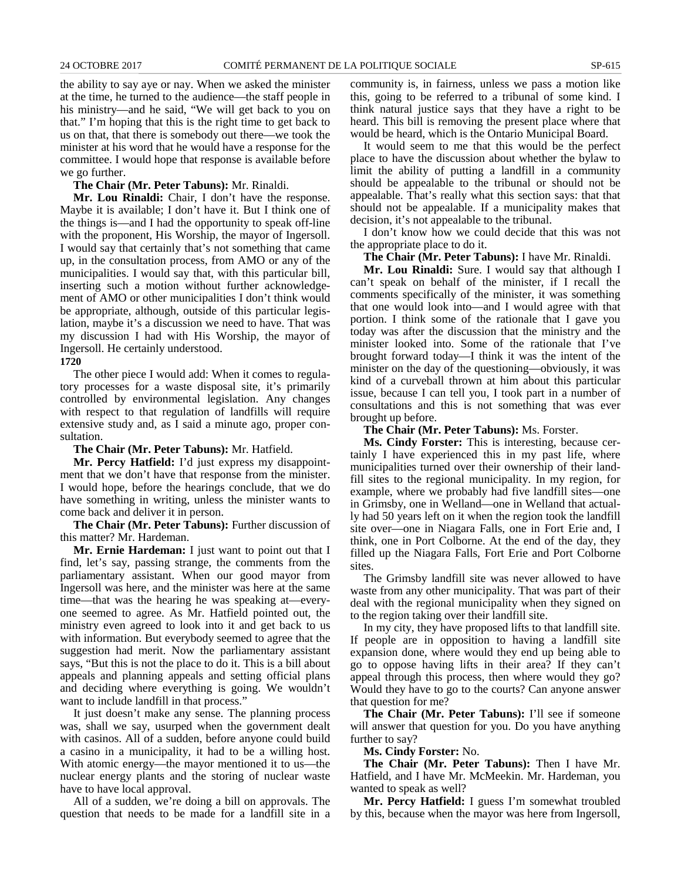the ability to say aye or nay. When we asked the minister at the time, he turned to the audience—the staff people in his ministry—and he said, "We will get back to you on that." I'm hoping that this is the right time to get back to us on that, that there is somebody out there—we took the minister at his word that he would have a response for the committee. I would hope that response is available before we go further.

**The Chair (Mr. Peter Tabuns):** Mr. Rinaldi.

**Mr. Lou Rinaldi:** Chair, I don't have the response. Maybe it is available; I don't have it. But I think one of the things is—and I had the opportunity to speak off-line with the proponent, His Worship, the mayor of Ingersoll. I would say that certainly that's not something that came up, in the consultation process, from AMO or any of the municipalities. I would say that, with this particular bill, inserting such a motion without further acknowledgement of AMO or other municipalities I don't think would be appropriate, although, outside of this particular legislation, maybe it's a discussion we need to have. That was my discussion I had with His Worship, the mayor of Ingersoll. He certainly understood.

**1720**

The other piece I would add: When it comes to regulatory processes for a waste disposal site, it's primarily controlled by environmental legislation. Any changes with respect to that regulation of landfills will require extensive study and, as I said a minute ago, proper consultation.

**The Chair (Mr. Peter Tabuns):** Mr. Hatfield.

**Mr. Percy Hatfield:** I'd just express my disappointment that we don't have that response from the minister. I would hope, before the hearings conclude, that we do have something in writing, unless the minister wants to come back and deliver it in person.

**The Chair (Mr. Peter Tabuns):** Further discussion of this matter? Mr. Hardeman.

**Mr. Ernie Hardeman:** I just want to point out that I find, let's say, passing strange, the comments from the parliamentary assistant. When our good mayor from Ingersoll was here, and the minister was here at the same time—that was the hearing he was speaking at—everyone seemed to agree. As Mr. Hatfield pointed out, the ministry even agreed to look into it and get back to us with information. But everybody seemed to agree that the suggestion had merit. Now the parliamentary assistant says, "But this is not the place to do it. This is a bill about appeals and planning appeals and setting official plans and deciding where everything is going. We wouldn't want to include landfill in that process."

It just doesn't make any sense. The planning process was, shall we say, usurped when the government dealt with casinos. All of a sudden, before anyone could build a casino in a municipality, it had to be a willing host. With atomic energy—the mayor mentioned it to us—the nuclear energy plants and the storing of nuclear waste have to have local approval.

All of a sudden, we're doing a bill on approvals. The question that needs to be made for a landfill site in a community is, in fairness, unless we pass a motion like this, going to be referred to a tribunal of some kind. I think natural justice says that they have a right to be heard. This bill is removing the present place where that would be heard, which is the Ontario Municipal Board.

It would seem to me that this would be the perfect place to have the discussion about whether the bylaw to limit the ability of putting a landfill in a community should be appealable to the tribunal or should not be appealable. That's really what this section says: that that should not be appealable. If a municipality makes that decision, it's not appealable to the tribunal.

I don't know how we could decide that this was not the appropriate place to do it.

**The Chair (Mr. Peter Tabuns):** I have Mr. Rinaldi.

**Mr. Lou Rinaldi:** Sure. I would say that although I can't speak on behalf of the minister, if I recall the comments specifically of the minister, it was something that one would look into—and I would agree with that portion. I think some of the rationale that I gave you today was after the discussion that the ministry and the minister looked into. Some of the rationale that I've brought forward today—I think it was the intent of the minister on the day of the questioning—obviously, it was kind of a curveball thrown at him about this particular issue, because I can tell you, I took part in a number of consultations and this is not something that was ever brought up before.

**The Chair (Mr. Peter Tabuns):** Ms. Forster.

**Ms. Cindy Forster:** This is interesting, because certainly I have experienced this in my past life, where municipalities turned over their ownership of their landfill sites to the regional municipality. In my region, for example, where we probably had five landfill sites—one in Grimsby, one in Welland—one in Welland that actually had 50 years left on it when the region took the landfill site over—one in Niagara Falls, one in Fort Erie and, I think, one in Port Colborne. At the end of the day, they filled up the Niagara Falls, Fort Erie and Port Colborne sites.

The Grimsby landfill site was never allowed to have waste from any other municipality. That was part of their deal with the regional municipality when they signed on to the region taking over their landfill site.

In my city, they have proposed lifts to that landfill site. If people are in opposition to having a landfill site expansion done, where would they end up being able to go to oppose having lifts in their area? If they can't appeal through this process, then where would they go? Would they have to go to the courts? Can anyone answer that question for me?

**The Chair (Mr. Peter Tabuns):** I'll see if someone will answer that question for you. Do you have anything further to say?

**Ms. Cindy Forster:** No.

**The Chair (Mr. Peter Tabuns):** Then I have Mr. Hatfield, and I have Mr. McMeekin. Mr. Hardeman, you wanted to speak as well?

**Mr. Percy Hatfield:** I guess I'm somewhat troubled by this, because when the mayor was here from Ingersoll,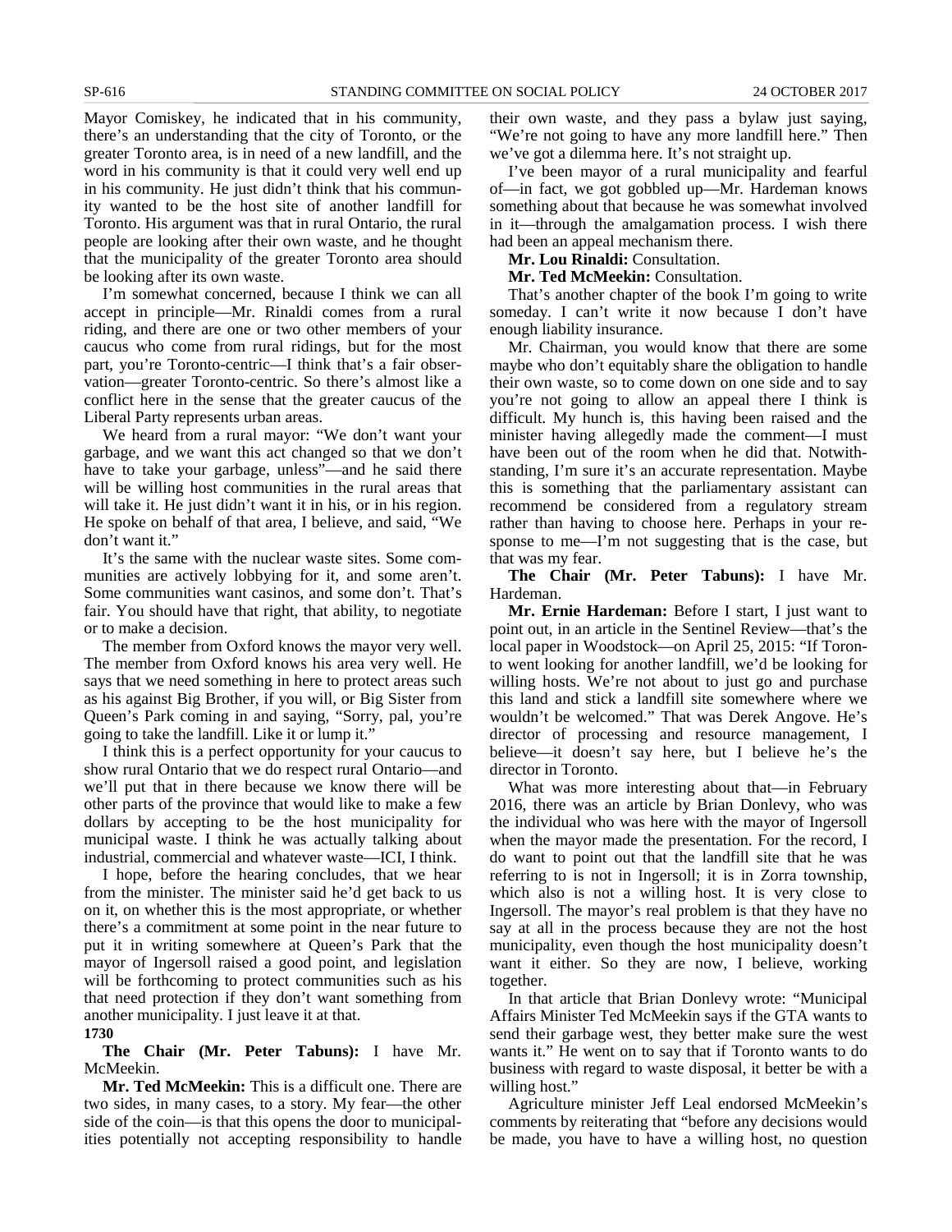Mayor Comiskey, he indicated that in his community, there's an understanding that the city of Toronto, or the greater Toronto area, is in need of a new landfill, and the word in his community is that it could very well end up in his community. He just didn't think that his community wanted to be the host site of another landfill for Toronto. His argument was that in rural Ontario, the rural people are looking after their own waste, and he thought that the municipality of the greater Toronto area should be looking after its own waste.

I'm somewhat concerned, because I think we can all accept in principle—Mr. Rinaldi comes from a rural riding, and there are one or two other members of your caucus who come from rural ridings, but for the most part, you're Toronto-centric—I think that's a fair observation—greater Toronto-centric. So there's almost like a conflict here in the sense that the greater caucus of the Liberal Party represents urban areas.

We heard from a rural mayor: "We don't want your garbage, and we want this act changed so that we don't have to take your garbage, unless"—and he said there will be willing host communities in the rural areas that will take it. He just didn't want it in his, or in his region. He spoke on behalf of that area, I believe, and said, "We don't want it."

It's the same with the nuclear waste sites. Some communities are actively lobbying for it, and some aren't. Some communities want casinos, and some don't. That's fair. You should have that right, that ability, to negotiate or to make a decision.

The member from Oxford knows the mayor very well. The member from Oxford knows his area very well. He says that we need something in here to protect areas such as his against Big Brother, if you will, or Big Sister from Queen's Park coming in and saying, "Sorry, pal, you're going to take the landfill. Like it or lump it."

I think this is a perfect opportunity for your caucus to show rural Ontario that we do respect rural Ontario—and we'll put that in there because we know there will be other parts of the province that would like to make a few dollars by accepting to be the host municipality for municipal waste. I think he was actually talking about industrial, commercial and whatever waste—ICI, I think.

I hope, before the hearing concludes, that we hear from the minister. The minister said he'd get back to us on it, on whether this is the most appropriate, or whether there's a commitment at some point in the near future to put it in writing somewhere at Queen's Park that the mayor of Ingersoll raised a good point, and legislation will be forthcoming to protect communities such as his that need protection if they don't want something from another municipality. I just leave it at that.

**1730**

**The Chair (Mr. Peter Tabuns):** I have Mr. McMeekin.

**Mr. Ted McMeekin:** This is a difficult one. There are two sides, in many cases, to a story. My fear—the other side of the coin—is that this opens the door to municipalities potentially not accepting responsibility to handle their own waste, and they pass a bylaw just saying, "We're not going to have any more landfill here." Then we've got a dilemma here. It's not straight up.

I've been mayor of a rural municipality and fearful of—in fact, we got gobbled up—Mr. Hardeman knows something about that because he was somewhat involved in it—through the amalgamation process. I wish there had been an appeal mechanism there.

**Mr. Lou Rinaldi:** Consultation.

**Mr. Ted McMeekin:** Consultation.

That's another chapter of the book I'm going to write someday. I can't write it now because I don't have enough liability insurance.

Mr. Chairman, you would know that there are some maybe who don't equitably share the obligation to handle their own waste, so to come down on one side and to say you're not going to allow an appeal there I think is difficult. My hunch is, this having been raised and the minister having allegedly made the comment—I must have been out of the room when he did that. Notwithstanding, I'm sure it's an accurate representation. Maybe this is something that the parliamentary assistant can recommend be considered from a regulatory stream rather than having to choose here. Perhaps in your response to me—I'm not suggesting that is the case, but that was my fear.

**The Chair (Mr. Peter Tabuns):** I have Mr. Hardeman.

**Mr. Ernie Hardeman:** Before I start, I just want to point out, in an article in the Sentinel Review—that's the local paper in Woodstock—on April 25, 2015: "If Toronto went looking for another landfill, we'd be looking for willing hosts. We're not about to just go and purchase this land and stick a landfill site somewhere where we wouldn't be welcomed." That was Derek Angove. He's director of processing and resource management, I believe—it doesn't say here, but I believe he's the director in Toronto.

What was more interesting about that—in February 2016, there was an article by Brian Donlevy, who was the individual who was here with the mayor of Ingersoll when the mayor made the presentation. For the record, I do want to point out that the landfill site that he was referring to is not in Ingersoll; it is in Zorra township, which also is not a willing host. It is very close to Ingersoll. The mayor's real problem is that they have no say at all in the process because they are not the host municipality, even though the host municipality doesn't want it either. So they are now, I believe, working together.

In that article that Brian Donlevy wrote: "Municipal Affairs Minister Ted McMeekin says if the GTA wants to send their garbage west, they better make sure the west wants it." He went on to say that if Toronto wants to do business with regard to waste disposal, it better be with a willing host."

Agriculture minister Jeff Leal endorsed McMeekin's comments by reiterating that "before any decisions would be made, you have to have a willing host, no question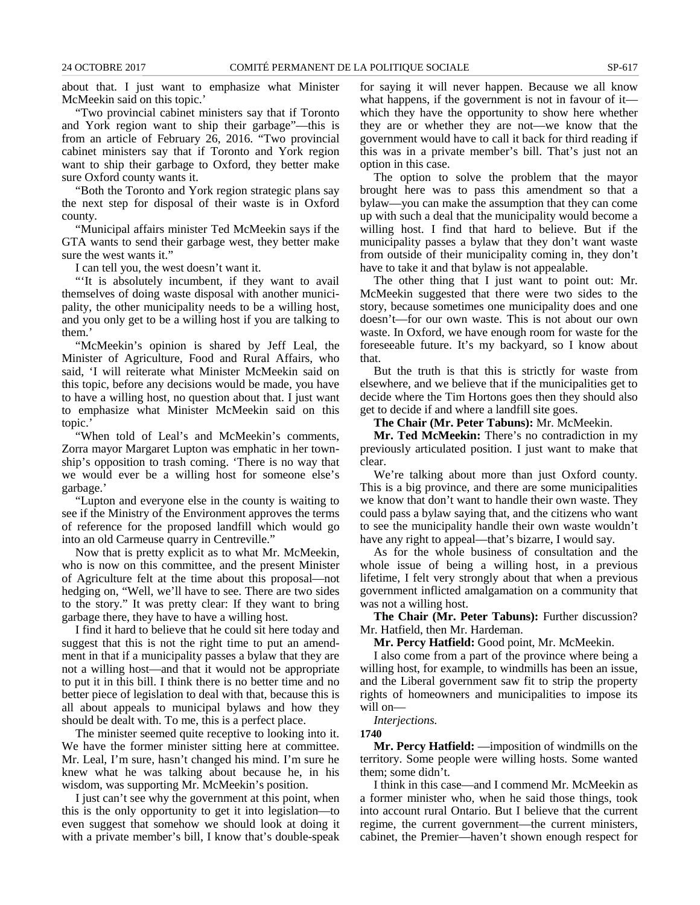about that. I just want to emphasize what Minister McMeekin said on this topic.'

"Two provincial cabinet ministers say that if Toronto and York region want to ship their garbage"—this is from an article of February 26, 2016. "Two provincial cabinet ministers say that if Toronto and York region want to ship their garbage to Oxford, they better make sure Oxford county wants it.

"Both the Toronto and York region strategic plans say the next step for disposal of their waste is in Oxford county.

"Municipal affairs minister Ted McMeekin says if the GTA wants to send their garbage west, they better make sure the west wants it."

I can tell you, the west doesn't want it.

"'It is absolutely incumbent, if they want to avail themselves of doing waste disposal with another municipality, the other municipality needs to be a willing host, and you only get to be a willing host if you are talking to them.'

"McMeekin's opinion is shared by Jeff Leal, the Minister of Agriculture, Food and Rural Affairs, who said, 'I will reiterate what Minister McMeekin said on this topic, before any decisions would be made, you have to have a willing host, no question about that. I just want to emphasize what Minister McMeekin said on this topic.'

"When told of Leal's and McMeekin's comments, Zorra mayor Margaret Lupton was emphatic in her township's opposition to trash coming. 'There is no way that we would ever be a willing host for someone else's garbage.'

"Lupton and everyone else in the county is waiting to see if the Ministry of the Environment approves the terms of reference for the proposed landfill which would go into an old Carmeuse quarry in Centreville."

Now that is pretty explicit as to what Mr. McMeekin, who is now on this committee, and the present Minister of Agriculture felt at the time about this proposal—not hedging on, "Well, we'll have to see. There are two sides to the story." It was pretty clear: If they want to bring garbage there, they have to have a willing host.

I find it hard to believe that he could sit here today and suggest that this is not the right time to put an amendment in that if a municipality passes a bylaw that they are not a willing host—and that it would not be appropriate to put it in this bill. I think there is no better time and no better piece of legislation to deal with that, because this is all about appeals to municipal bylaws and how they should be dealt with. To me, this is a perfect place.

The minister seemed quite receptive to looking into it. We have the former minister sitting here at committee. Mr. Leal, I'm sure, hasn't changed his mind. I'm sure he knew what he was talking about because he, in his wisdom, was supporting Mr. McMeekin's position.

I just can't see why the government at this point, when this is the only opportunity to get it into legislation—to even suggest that somehow we should look at doing it with a private member's bill, I know that's double-speak for saying it will never happen. Because we all know what happens, if the government is not in favour of it—which they have the opportunity to show here whether they are or whether they are not—we know that the government would have to call it back for third reading if this was in a private member's bill. That's just not an option in this case.

The option to solve the problem that the mayor brought here was to pass this amendment so that a bylaw—you can make the assumption that they can come up with such a deal that the municipality would become a willing host. I find that hard to believe. But if the municipality passes a bylaw that they don't want waste from outside of their municipality coming in, they don't have to take it and that bylaw is not appealable.

The other thing that I just want to point out: Mr. McMeekin suggested that there were two sides to the story, because sometimes one municipality does and one doesn't—for our own waste. This is not about our own waste. In Oxford, we have enough room for waste for the foreseeable future. It's my backyard, so I know about that.

But the truth is that this is strictly for waste from elsewhere, and we believe that if the municipalities get to decide where the Tim Hortons goes then they should also get to decide if and where a landfill site goes.

**The Chair (Mr. Peter Tabuns):** Mr. McMeekin.

**Mr. Ted McMeekin:** There's no contradiction in my previously articulated position. I just want to make that clear.

We're talking about more than just Oxford county. This is a big province, and there are some municipalities we know that don't want to handle their own waste. They could pass a bylaw saying that, and the citizens who want to see the municipality handle their own waste wouldn't have any right to appeal—that's bizarre, I would say.

As for the whole business of consultation and the whole issue of being a willing host, in a previous lifetime, I felt very strongly about that when a previous government inflicted amalgamation on a community that was not a willing host.

**The Chair (Mr. Peter Tabuns):** Further discussion? Mr. Hatfield, then Mr. Hardeman.

**Mr. Percy Hatfield:** Good point, Mr. McMeekin.

I also come from a part of the province where being a willing host, for example, to windmills has been an issue, and the Liberal government saw fit to strip the property rights of homeowners and municipalities to impose its will on—

*Interjections.*

**1740**

**Mr. Percy Hatfield:** —imposition of windmills on the territory. Some people were willing hosts. Some wanted them; some didn't.

I think in this case—and I commend Mr. McMeekin as a former minister who, when he said those things, took into account rural Ontario. But I believe that the current regime, the current government—the current ministers, cabinet, the Premier—haven't shown enough respect for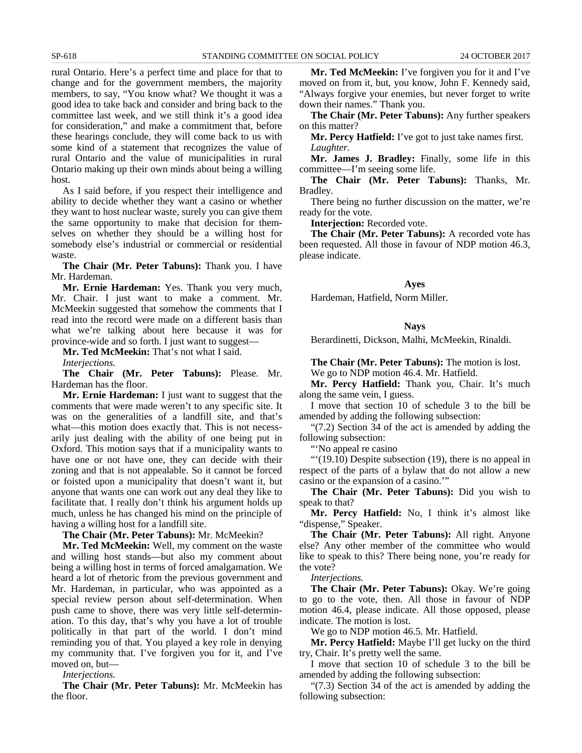rural Ontario. Here's a perfect time and place for that to change and for the government members, the majority members, to say, "You know what? We thought it was a good idea to take back and consider and bring back to the committee last week, and we still think it's a good idea for consideration," and make a commitment that, before these hearings conclude, they will come back to us with some kind of a statement that recognizes the value of rural Ontario and the value of municipalities in rural Ontario making up their own minds about being a willing host.

As I said before, if you respect their intelligence and ability to decide whether they want a casino or whether they want to host nuclear waste, surely you can give them the same opportunity to make that decision for themselves on whether they should be a willing host for somebody else's industrial or commercial or residential waste.

**The Chair (Mr. Peter Tabuns):** Thank you. I have Mr. Hardeman.

**Mr. Ernie Hardeman:** Yes. Thank you very much, Mr. Chair. I just want to make a comment. Mr. McMeekin suggested that somehow the comments that I read into the record were made on a different basis than what we're talking about here because it was for province-wide and so forth. I just want to suggest—

**Mr. Ted McMeekin:** That's not what I said.

*Interjections.*

**The Chair (Mr. Peter Tabuns):** Please. Mr. Hardeman has the floor.

**Mr. Ernie Hardeman:** I just want to suggest that the comments that were made weren't to any specific site. It was on the generalities of a landfill site, and that's what—this motion does exactly that. This is not necessarily just dealing with the ability of one being put in Oxford. This motion says that if a municipality wants to have one or not have one, they can decide with their zoning and that is not appealable. So it cannot be forced or foisted upon a municipality that doesn't want it, but anyone that wants one can work out any deal they like to facilitate that. I really don't think his argument holds up much, unless he has changed his mind on the principle of having a willing host for a landfill site.

**The Chair (Mr. Peter Tabuns):** Mr. McMeekin?

**Mr. Ted McMeekin:** Well, my comment on the waste and willing host stands—but also my comment about being a willing host in terms of forced amalgamation. We heard a lot of rhetoric from the previous government and Mr. Hardeman, in particular, who was appointed as a special review person about self-determination. When push came to shove, there was very little self-determination. To this day, that's why you have a lot of trouble politically in that part of the world. I don't mind reminding you of that. You played a key role in denying my community that. I've forgiven you for it, and I've moved on, but—

*Interjections.*

**The Chair (Mr. Peter Tabuns):** Mr. McMeekin has the floor.

**Mr. Ted McMeekin:** I've forgiven you for it and I've moved on from it, but, you know, John F. Kennedy said, "Always forgive your enemies, but never forget to write down their names." Thank you.

**The Chair (Mr. Peter Tabuns):** Any further speakers on this matter?

**Mr. Percy Hatfield:** I've got to just take names first.

*Laughter.*

**Mr. James J. Bradley:** Finally, some life in this committee—I'm seeing some life.

**The Chair (Mr. Peter Tabuns):** Thanks, Mr. Bradley.

There being no further discussion on the matter, we're ready for the vote.

**Interjection:** Recorded vote.

**The Chair (Mr. Peter Tabuns):** A recorded vote has been requested. All those in favour of NDP motion 46.3, please indicate.

**Ayes**

Hardeman, Hatfield, Norm Miller.

**Nays**

Berardinetti, Dickson, Malhi, McMeekin, Rinaldi.

**The Chair (Mr. Peter Tabuns):** The motion is lost.

We go to NDP motion 46.4. Mr. Hatfield.

**Mr. Percy Hatfield:** Thank you, Chair. It's much along the same vein, I guess.

I move that section 10 of schedule 3 to the bill be amended by adding the following subsection:

"(7.2) Section 34 of the act is amended by adding the following subsection:

"'No appeal re casino

"'(19.10) Despite subsection (19), there is no appeal in respect of the parts of a bylaw that do not allow a new casino or the expansion of a casino.'"

**The Chair (Mr. Peter Tabuns):** Did you wish to speak to that?

**Mr. Percy Hatfield:** No, I think it's almost like "dispense," Speaker.

**The Chair (Mr. Peter Tabuns):** All right. Anyone else? Any other member of the committee who would like to speak to this? There being none, you're ready for the vote?

*Interjections.*

**The Chair (Mr. Peter Tabuns):** Okay. We're going to go to the vote, then. All those in favour of NDP motion 46.4, please indicate. All those opposed, please indicate. The motion is lost.

We go to NDP motion 46.5. Mr. Hatfield.

**Mr. Percy Hatfield:** Maybe I'll get lucky on the third try, Chair. It's pretty well the same.

I move that section 10 of schedule 3 to the bill be amended by adding the following subsection:

"(7.3) Section 34 of the act is amended by adding the following subsection: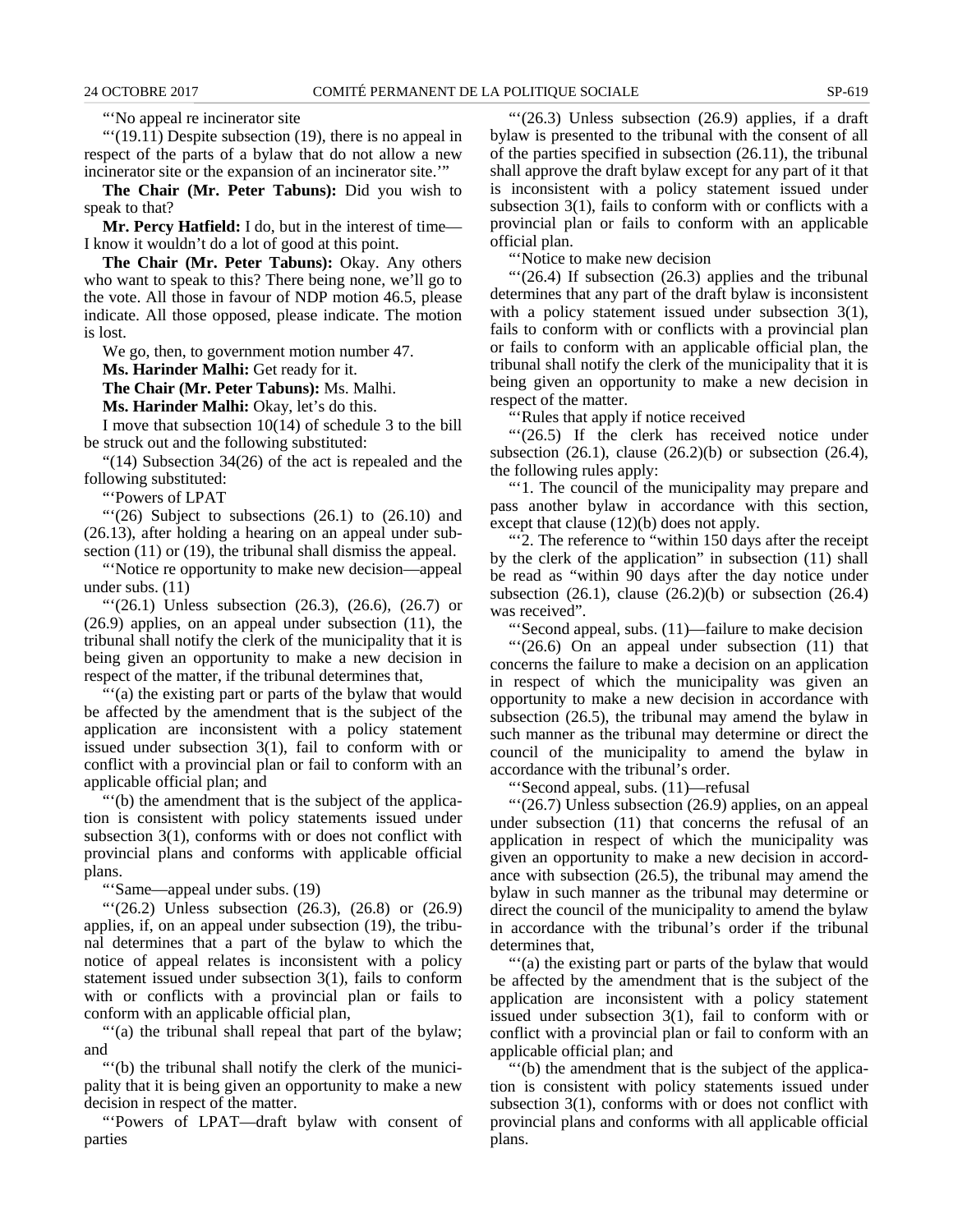"'No appeal re incinerator site

"'(19.11) Despite subsection (19), there is no appeal in respect of the parts of a bylaw that do not allow a new incinerator site or the expansion of an incinerator site.'"

**The Chair (Mr. Peter Tabuns):** Did you wish to speak to that?

**Mr. Percy Hatfield:** I do, but in the interest of time—I know it wouldn't do a lot of good at this point.

**The Chair (Mr. Peter Tabuns):** Okay. Any others who want to speak to this? There being none, we'll go to the vote. All those in favour of NDP motion 46.5, please indicate. All those opposed, please indicate. The motion is lost.

We go, then, to government motion number 47.

**Ms. Harinder Malhi:** Get ready for it.

**The Chair (Mr. Peter Tabuns):** Ms. Malhi.

**Ms. Harinder Malhi:** Okay, let's do this.

I move that subsection 10(14) of schedule 3 to the bill be struck out and the following substituted:

"(14) Subsection 34(26) of the act is repealed and the following substituted:

"'Powers of LPAT

"'(26) Subject to subsections (26.1) to (26.10) and (26.13), after holding a hearing on an appeal under subsection (11) or (19), the tribunal shall dismiss the appeal.

"'Notice re opportunity to make new decision—appeal under subs. (11)

"'(26.1) Unless subsection (26.3), (26.6), (26.7) or (26.9) applies, on an appeal under subsection (11), the tribunal shall notify the clerk of the municipality that it is being given an opportunity to make a new decision in respect of the matter, if the tribunal determines that,

"'(a) the existing part or parts of the bylaw that would be affected by the amendment that is the subject of the application are inconsistent with a policy statement issued under subsection 3(1), fail to conform with or conflict with a provincial plan or fail to conform with an applicable official plan; and

"'(b) the amendment that is the subject of the application is consistent with policy statements issued under subsection 3(1), conforms with or does not conflict with provincial plans and conforms with applicable official plans.

"'Same—appeal under subs. (19)

"'(26.2) Unless subsection (26.3), (26.8) or (26.9) applies, if, on an appeal under subsection (19), the tribunal determines that a part of the bylaw to which the notice of appeal relates is inconsistent with a policy statement issued under subsection 3(1), fails to conform with or conflicts with a provincial plan or fails to conform with an applicable official plan,

"'(a) the tribunal shall repeal that part of the bylaw; and

"'(b) the tribunal shall notify the clerk of the municipality that it is being given an opportunity to make a new decision in respect of the matter.

"'Powers of LPAT—draft bylaw with consent of parties

"'(26.3) Unless subsection (26.9) applies, if a draft bylaw is presented to the tribunal with the consent of all of the parties specified in subsection (26.11), the tribunal shall approve the draft bylaw except for any part of it that is inconsistent with a policy statement issued under subsection 3(1), fails to conform with or conflicts with a provincial plan or fails to conform with an applicable official plan.

"'Notice to make new decision

"'(26.4) If subsection (26.3) applies and the tribunal determines that any part of the draft bylaw is inconsistent with a policy statement issued under subsection 3(1), fails to conform with or conflicts with a provincial plan or fails to conform with an applicable official plan, the tribunal shall notify the clerk of the municipality that it is being given an opportunity to make a new decision in respect of the matter.

"'Rules that apply if notice received

"'(26.5) If the clerk has received notice under subsection (26.1), clause (26.2)(b) or subsection (26.4), the following rules apply:

"'1. The council of the municipality may prepare and pass another bylaw in accordance with this section, except that clause (12)(b) does not apply.

"'2. The reference to "within 150 days after the receipt by the clerk of the application" in subsection (11) shall be read as "within 90 days after the day notice under subsection (26.1), clause (26.2)(b) or subsection (26.4) was received".

"'Second appeal, subs. (11)—failure to make decision

"'(26.6) On an appeal under subsection (11) that concerns the failure to make a decision on an application in respect of which the municipality was given an opportunity to make a new decision in accordance with subsection (26.5), the tribunal may amend the bylaw in such manner as the tribunal may determine or direct the council of the municipality to amend the bylaw in accordance with the tribunal's order.

"'Second appeal, subs. (11)—refusal

"'(26.7) Unless subsection (26.9) applies, on an appeal under subsection (11) that concerns the refusal of an application in respect of which the municipality was given an opportunity to make a new decision in accordance with subsection (26.5), the tribunal may amend the bylaw in such manner as the tribunal may determine or direct the council of the municipality to amend the bylaw in accordance with the tribunal's order if the tribunal determines that,

"'(a) the existing part or parts of the bylaw that would be affected by the amendment that is the subject of the application are inconsistent with a policy statement issued under subsection 3(1), fail to conform with or conflict with a provincial plan or fail to conform with an applicable official plan; and

"'(b) the amendment that is the subject of the application is consistent with policy statements issued under subsection 3(1), conforms with or does not conflict with provincial plans and conforms with all applicable official plans.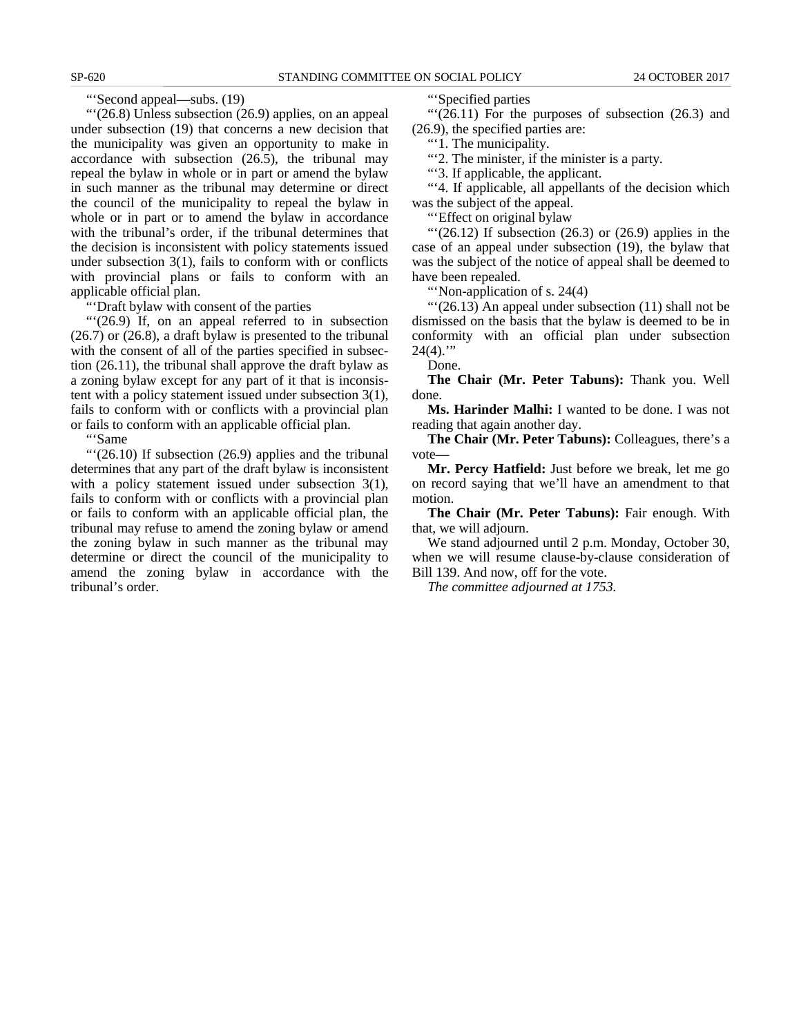"'Second appeal—subs. (19)

"'(26.8) Unless subsection (26.9) applies, on an appeal under subsection (19) that concerns a new decision that the municipality was given an opportunity to make in accordance with subsection (26.5), the tribunal may repeal the bylaw in whole or in part or amend the bylaw in such manner as the tribunal may determine or direct the council of the municipality to repeal the bylaw in whole or in part or to amend the bylaw in accordance with the tribunal's order, if the tribunal determines that the decision is inconsistent with policy statements issued under subsection 3(1), fails to conform with or conflicts with provincial plans or fails to conform with an applicable official plan.

"'Draft bylaw with consent of the parties

"'(26.9) If, on an appeal referred to in subsection (26.7) or (26.8), a draft bylaw is presented to the tribunal with the consent of all of the parties specified in subsection (26.11), the tribunal shall approve the draft bylaw as a zoning bylaw except for any part of it that is inconsistent with a policy statement issued under subsection 3(1), fails to conform with or conflicts with a provincial plan or fails to conform with an applicable official plan.

"'Same

"'(26.10) If subsection (26.9) applies and the tribunal determines that any part of the draft bylaw is inconsistent with a policy statement issued under subsection 3(1), fails to conform with or conflicts with a provincial plan or fails to conform with an applicable official plan, the tribunal may refuse to amend the zoning bylaw or amend the zoning bylaw in such manner as the tribunal may determine or direct the council of the municipality to amend the zoning bylaw in accordance with the tribunal's order.

"'Specified parties

"'(26.11) For the purposes of subsection (26.3) and (26.9), the specified parties are:

"'1. The municipality.

"'2. The minister, if the minister is a party.

"'3. If applicable, the applicant.

"'4. If applicable, all appellants of the decision which was the subject of the appeal.

"'Effect on original bylaw

"'(26.12) If subsection (26.3) or (26.9) applies in the case of an appeal under subsection (19), the bylaw that was the subject of the notice of appeal shall be deemed to have been repealed.

"'Non-application of s. 24(4)

"'(26.13) An appeal under subsection (11) shall not be dismissed on the basis that the bylaw is deemed to be in conformity with an official plan under subsection 24(4).'"

Done.

**The Chair (Mr. Peter Tabuns):** Thank you. Well done.

**Ms. Harinder Malhi:** I wanted to be done. I was not reading that again another day.

**The Chair (Mr. Peter Tabuns):** Colleagues, there's a vote—

**Mr. Percy Hatfield:** Just before we break, let me go on record saying that we'll have an amendment to that motion.

**The Chair (Mr. Peter Tabuns):** Fair enough. With that, we will adjourn.

We stand adjourned until 2 p.m. Monday, October 30, when we will resume clause-by-clause consideration of Bill 139. And now, off for the vote.

*The committee adjourned at 1753.*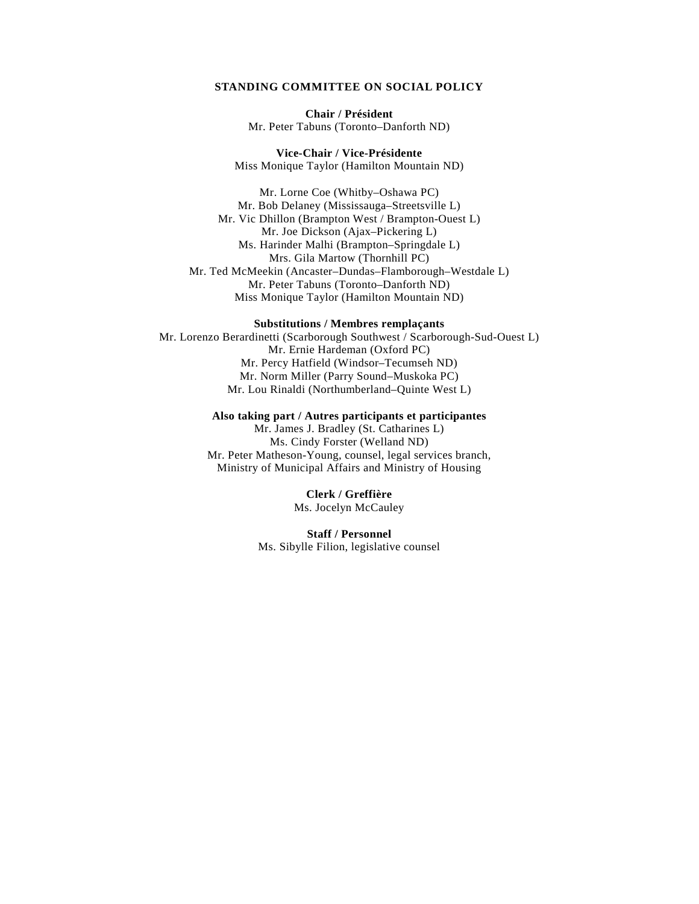## STANDING COMMITTEE ON SOCIAL POLICY

**Chair / Président**
Mr. Peter Tabuns (Toronto–Danforth ND)

**Vice-Chair / Vice-Présidente**
Miss Monique Taylor (Hamilton Mountain ND)

Mr. Lorne Coe (Whitby–Oshawa PC)
Mr. Bob Delaney (Mississauga–Streetsville L)
Mr. Vic Dhillon (Brampton West / Brampton-Ouest L)
Mr. Joe Dickson (Ajax–Pickering L)
Ms. Harinder Malhi (Brampton–Springdale L)
Mrs. Gila Martow (Thornhill PC)
Mr. Ted McMeekin (Ancaster–Dundas–Flamborough–Westdale L)
Mr. Peter Tabuns (Toronto–Danforth ND)
Miss Monique Taylor (Hamilton Mountain ND)

**Substitutions / Membres remplaçants**
Mr. Lorenzo Berardinetti (Scarborough Southwest / Scarborough-Sud-Ouest L)
Mr. Ernie Hardeman (Oxford PC)
Mr. Percy Hatfield (Windsor–Tecumseh ND)
Mr. Norm Miller (Parry Sound–Muskoka PC)
Mr. Lou Rinaldi (Northumberland–Quinte West L)

**Also taking part / Autres participants et participantes**
Mr. James J. Bradley (St. Catharines L)
Ms. Cindy Forster (Welland ND)
Mr. Peter Matheson-Young, counsel, legal services branch,
Ministry of Municipal Affairs and Ministry of Housing

**Clerk / Greffière**
Ms. Jocelyn McCauley

**Staff / Personnel**
Ms. Sibylle Filion, legislative counsel